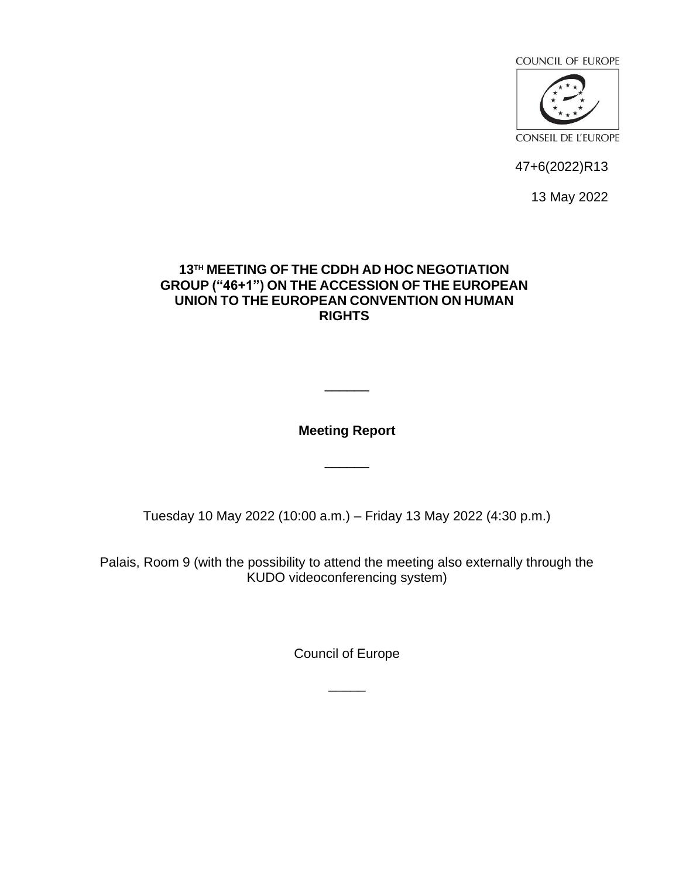COUNCIL OF EUROPE

CONSEIL DE L'EUROPE

47+6(2022)R13

13 May 2022

# 13TH MEETING OF THE CDDH AD HOC NEGOTIATION GROUP ("46+1") ON THE ACCESSION OF THE EUROPEAN UNION TO THE EUROPEAN CONVENTION ON HUMAN RIGHTS

______

**Meeting Report**

______

Tuesday 10 May 2022 (10:00 a.m.) – Friday 13 May 2022 (4:30 p.m.)

Palais, Room 9 (with the possibility to attend the meeting also externally through the KUDO videoconferencing system)

Council of Europe

_____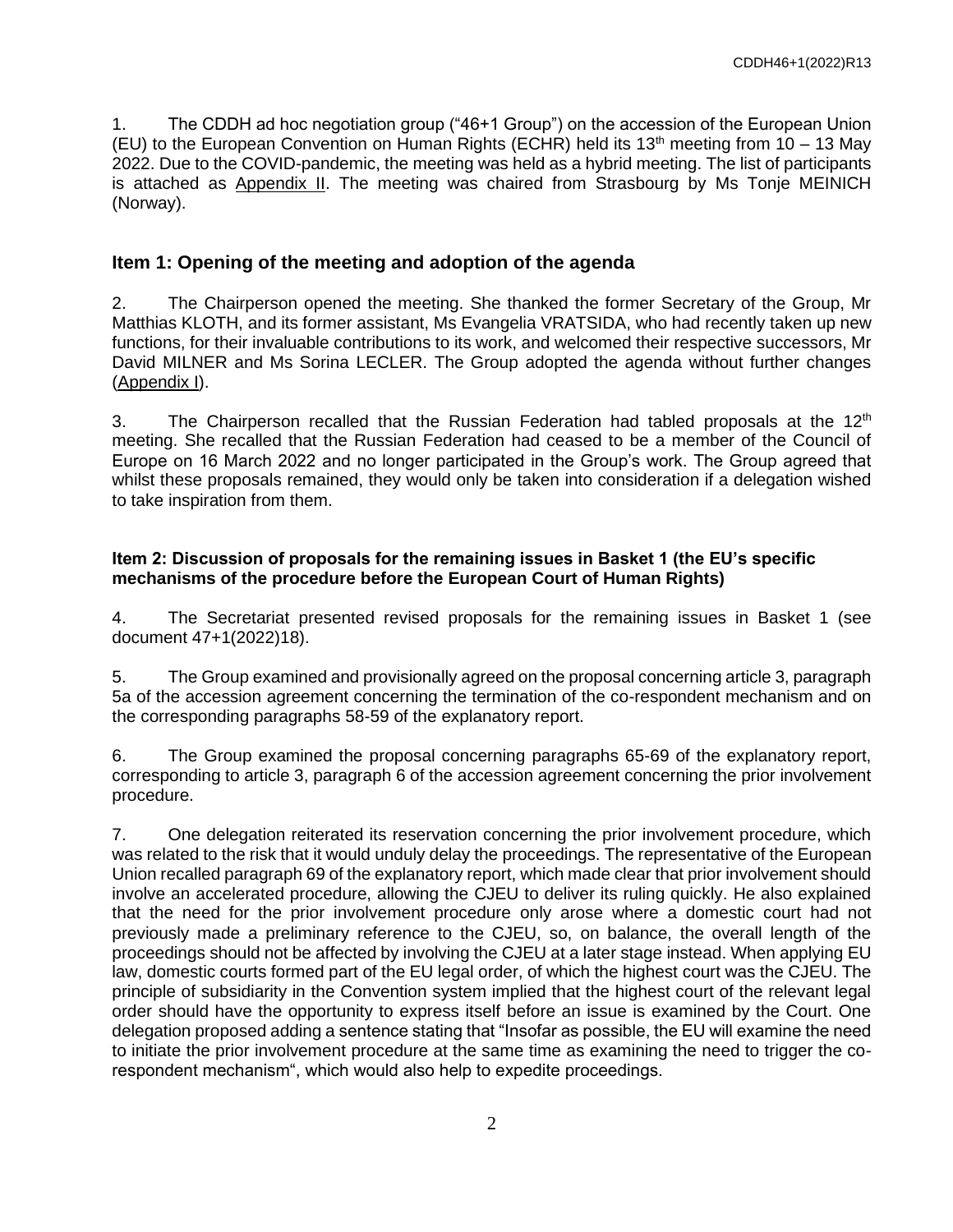1. The CDDH ad hoc negotiation group ("46+1 Group") on the accession of the European Union (EU) to the European Convention on Human Rights (ECHR) held its 13[th] meeting from 10 – 13 May 2022. Due to the COVID-pandemic, the meeting was held as a hybrid meeting. The list of participants is attached as Appendix II. The meeting was chaired from Strasbourg by Ms Tonje MEINICH (Norway).

## Item 1: Opening of the meeting and adoption of the agenda

2. The Chairperson opened the meeting. She thanked the former Secretary of the Group, Mr Matthias KLOTH, and its former assistant, Ms Evangelia VRATSIDA, who had recently taken up new functions, for their invaluable contributions to its work, and welcomed their respective successors, Mr David MILNER and Ms Sorina LECLER. The Group adopted the agenda without further changes (Appendix I).

3. The Chairperson recalled that the Russian Federation had tabled proposals at the 12[th] meeting. She recalled that the Russian Federation had ceased to be a member of the Council of Europe on 16 March 2022 and no longer participated in the Group's work. The Group agreed that whilst these proposals remained, they would only be taken into consideration if a delegation wished to take inspiration from them.

### Item 2: Discussion of proposals for the remaining issues in Basket 1 (the EU's specific mechanisms of the procedure before the European Court of Human Rights)

4. The Secretariat presented revised proposals for the remaining issues in Basket 1 (see document 47+1(2022)18).

5. The Group examined and provisionally agreed on the proposal concerning article 3, paragraph 5a of the accession agreement concerning the termination of the co-respondent mechanism and on the corresponding paragraphs 58-59 of the explanatory report.

6. The Group examined the proposal concerning paragraphs 65-69 of the explanatory report, corresponding to article 3, paragraph 6 of the accession agreement concerning the prior involvement procedure.

7. One delegation reiterated its reservation concerning the prior involvement procedure, which was related to the risk that it would unduly delay the proceedings. The representative of the European Union recalled paragraph 69 of the explanatory report, which made clear that prior involvement should involve an accelerated procedure, allowing the CJEU to deliver its ruling quickly. He also explained that the need for the prior involvement procedure only arose where a domestic court had not previously made a preliminary reference to the CJEU, so, on balance, the overall length of the proceedings should not be affected by involving the CJEU at a later stage instead. When applying EU law, domestic courts formed part of the EU legal order, of which the highest court was the CJEU. The principle of subsidiarity in the Convention system implied that the highest court of the relevant legal order should have the opportunity to express itself before an issue is examined by the Court. One delegation proposed adding a sentence stating that "Insofar as possible, the EU will examine the need to initiate the prior involvement procedure at the same time as examining the need to trigger the co-respondent mechanism", which would also help to expedite proceedings.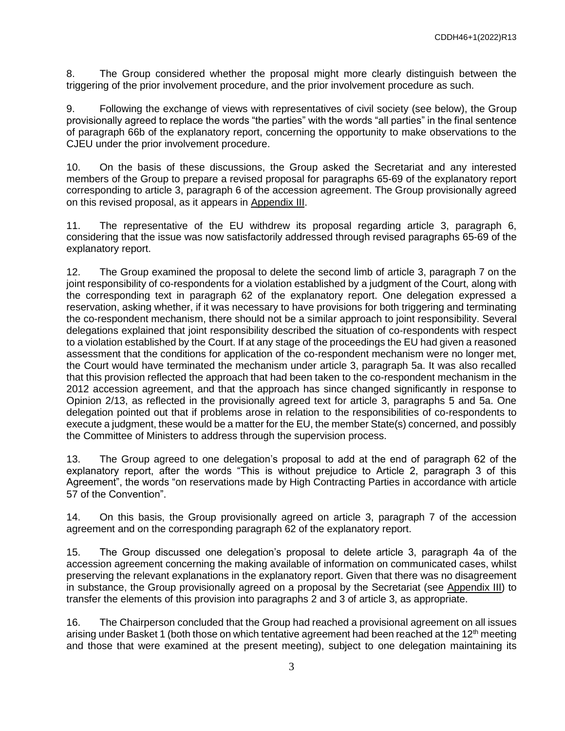8. The Group considered whether the proposal might more clearly distinguish between the triggering of the prior involvement procedure, and the prior involvement procedure as such.

9. Following the exchange of views with representatives of civil society (see below), the Group provisionally agreed to replace the words "the parties" with the words "all parties" in the final sentence of paragraph 66b of the explanatory report, concerning the opportunity to make observations to the CJEU under the prior involvement procedure.

10. On the basis of these discussions, the Group asked the Secretariat and any interested members of the Group to prepare a revised proposal for paragraphs 65-69 of the explanatory report corresponding to article 3, paragraph 6 of the accession agreement. The Group provisionally agreed on this revised proposal, as it appears in Appendix III.

11. The representative of the EU withdrew its proposal regarding article 3, paragraph 6, considering that the issue was now satisfactorily addressed through revised paragraphs 65-69 of the explanatory report.

12. The Group examined the proposal to delete the second limb of article 3, paragraph 7 on the joint responsibility of co-respondents for a violation established by a judgment of the Court, along with the corresponding text in paragraph 62 of the explanatory report. One delegation expressed a reservation, asking whether, if it was necessary to have provisions for both triggering and terminating the co-respondent mechanism, there should not be a similar approach to joint responsibility. Several delegations explained that joint responsibility described the situation of co-respondents with respect to a violation established by the Court. If at any stage of the proceedings the EU had given a reasoned assessment that the conditions for application of the co-respondent mechanism were no longer met, the Court would have terminated the mechanism under article 3, paragraph 5a. It was also recalled that this provision reflected the approach that had been taken to the co-respondent mechanism in the 2012 accession agreement, and that the approach has since changed significantly in response to Opinion 2/13, as reflected in the provisionally agreed text for article 3, paragraphs 5 and 5a. One delegation pointed out that if problems arose in relation to the responsibilities of co-respondents to execute a judgment, these would be a matter for the EU, the member State(s) concerned, and possibly the Committee of Ministers to address through the supervision process.

13. The Group agreed to one delegation's proposal to add at the end of paragraph 62 of the explanatory report, after the words "This is without prejudice to Article 2, paragraph 3 of this Agreement", the words "on reservations made by High Contracting Parties in accordance with article 57 of the Convention".

14. On this basis, the Group provisionally agreed on article 3, paragraph 7 of the accession agreement and on the corresponding paragraph 62 of the explanatory report.

15. The Group discussed one delegation's proposal to delete article 3, paragraph 4a of the accession agreement concerning the making available of information on communicated cases, whilst preserving the relevant explanations in the explanatory report. Given that there was no disagreement in substance, the Group provisionally agreed on a proposal by the Secretariat (see Appendix III) to transfer the elements of this provision into paragraphs 2 and 3 of article 3, as appropriate.

16. The Chairperson concluded that the Group had reached a provisional agreement on all issues arising under Basket 1 (both those on which tentative agreement had been reached at the 12th meeting and those that were examined at the present meeting), subject to one delegation maintaining its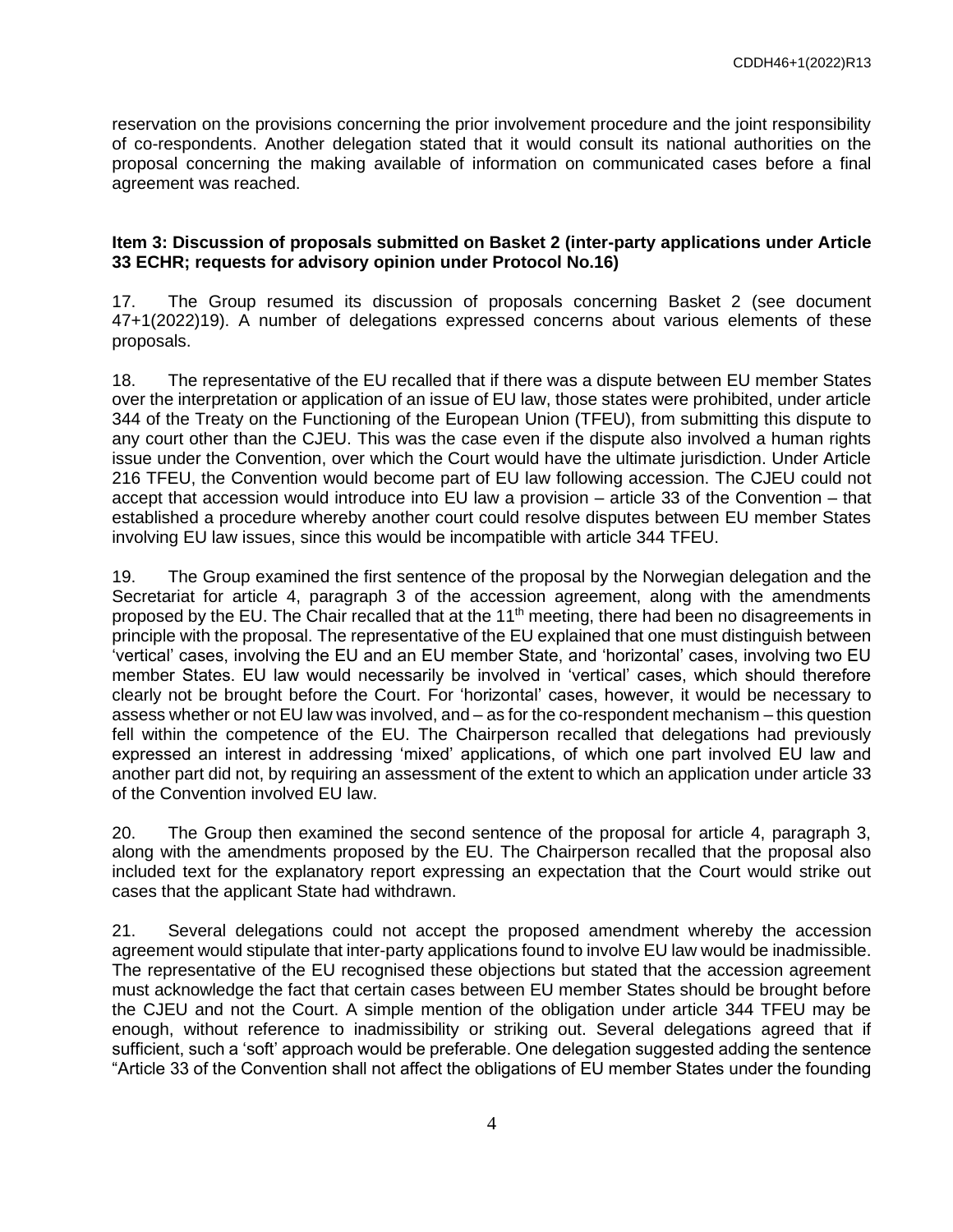reservation on the provisions concerning the prior involvement procedure and the joint responsibility of co-respondents. Another delegation stated that it would consult its national authorities on the proposal concerning the making available of information on communicated cases before a final agreement was reached.

**Item 3: Discussion of proposals submitted on Basket 2 (inter-party applications under Article 33 ECHR; requests for advisory opinion under Protocol No.16)**

17. The Group resumed its discussion of proposals concerning Basket 2 (see document 47+1(2022)19). A number of delegations expressed concerns about various elements of these proposals.

18. The representative of the EU recalled that if there was a dispute between EU member States over the interpretation or application of an issue of EU law, those states were prohibited, under article 344 of the Treaty on the Functioning of the European Union (TFEU), from submitting this dispute to any court other than the CJEU. This was the case even if the dispute also involved a human rights issue under the Convention, over which the Court would have the ultimate jurisdiction. Under Article 216 TFEU, the Convention would become part of EU law following accession. The CJEU could not accept that accession would introduce into EU law a provision – article 33 of the Convention – that established a procedure whereby another court could resolve disputes between EU member States involving EU law issues, since this would be incompatible with article 344 TFEU.

19. The Group examined the first sentence of the proposal by the Norwegian delegation and the Secretariat for article 4, paragraph 3 of the accession agreement, along with the amendments proposed by the EU. The Chair recalled that at the 11th meeting, there had been no disagreements in principle with the proposal. The representative of the EU explained that one must distinguish between 'vertical' cases, involving the EU and an EU member State, and 'horizontal' cases, involving two EU member States. EU law would necessarily be involved in 'vertical' cases, which should therefore clearly not be brought before the Court. For 'horizontal' cases, however, it would be necessary to assess whether or not EU law was involved, and – as for the co-respondent mechanism – this question fell within the competence of the EU. The Chairperson recalled that delegations had previously expressed an interest in addressing 'mixed' applications, of which one part involved EU law and another part did not, by requiring an assessment of the extent to which an application under article 33 of the Convention involved EU law.

20. The Group then examined the second sentence of the proposal for article 4, paragraph 3, along with the amendments proposed by the EU. The Chairperson recalled that the proposal also included text for the explanatory report expressing an expectation that the Court would strike out cases that the applicant State had withdrawn.

21. Several delegations could not accept the proposed amendment whereby the accession agreement would stipulate that inter-party applications found to involve EU law would be inadmissible. The representative of the EU recognised these objections but stated that the accession agreement must acknowledge the fact that certain cases between EU member States should be brought before the CJEU and not the Court. A simple mention of the obligation under article 344 TFEU may be enough, without reference to inadmissibility or striking out. Several delegations agreed that if sufficient, such a 'soft' approach would be preferable. One delegation suggested adding the sentence "Article 33 of the Convention shall not affect the obligations of EU member States under the founding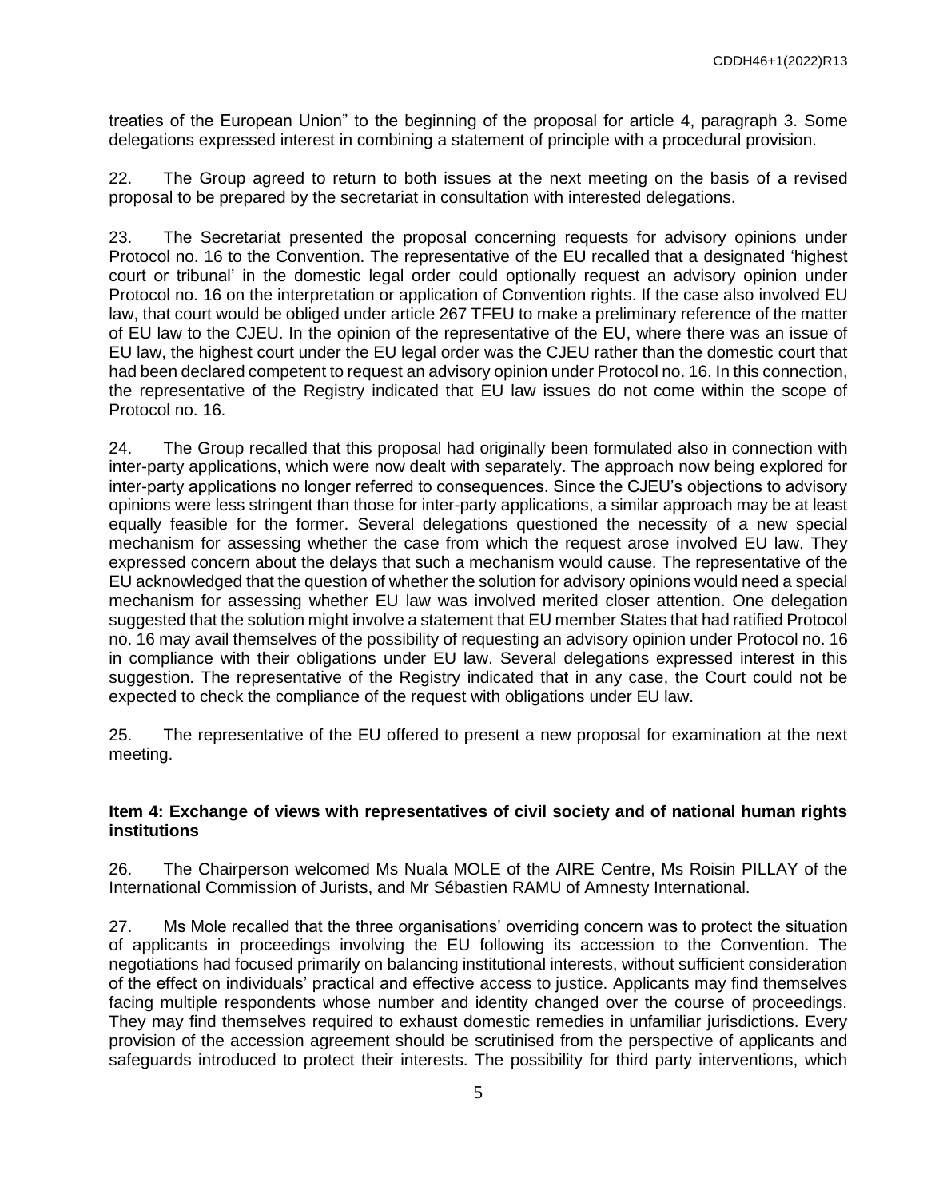treaties of the European Union" to the beginning of the proposal for article 4, paragraph 3. Some delegations expressed interest in combining a statement of principle with a procedural provision.

22. The Group agreed to return to both issues at the next meeting on the basis of a revised proposal to be prepared by the secretariat in consultation with interested delegations.

23. The Secretariat presented the proposal concerning requests for advisory opinions under Protocol no. 16 to the Convention. The representative of the EU recalled that a designated 'highest court or tribunal' in the domestic legal order could optionally request an advisory opinion under Protocol no. 16 on the interpretation or application of Convention rights. If the case also involved EU law, that court would be obliged under article 267 TFEU to make a preliminary reference of the matter of EU law to the CJEU. In the opinion of the representative of the EU, where there was an issue of EU law, the highest court under the EU legal order was the CJEU rather than the domestic court that had been declared competent to request an advisory opinion under Protocol no. 16. In this connection, the representative of the Registry indicated that EU law issues do not come within the scope of Protocol no. 16.

24. The Group recalled that this proposal had originally been formulated also in connection with inter-party applications, which were now dealt with separately. The approach now being explored for inter-party applications no longer referred to consequences. Since the CJEU's objections to advisory opinions were less stringent than those for inter-party applications, a similar approach may be at least equally feasible for the former. Several delegations questioned the necessity of a new special mechanism for assessing whether the case from which the request arose involved EU law. They expressed concern about the delays that such a mechanism would cause. The representative of the EU acknowledged that the question of whether the solution for advisory opinions would need a special mechanism for assessing whether EU law was involved merited closer attention. One delegation suggested that the solution might involve a statement that EU member States that had ratified Protocol no. 16 may avail themselves of the possibility of requesting an advisory opinion under Protocol no. 16 in compliance with their obligations under EU law. Several delegations expressed interest in this suggestion. The representative of the Registry indicated that in any case, the Court could not be expected to check the compliance of the request with obligations under EU law.

25. The representative of the EU offered to present a new proposal for examination at the next meeting.

### Item 4: Exchange of views with representatives of civil society and of national human rights institutions

26. The Chairperson welcomed Ms Nuala MOLE of the AIRE Centre, Ms Roisin PILLAY of the International Commission of Jurists, and Mr Sébastien RAMU of Amnesty International.

27. Ms Mole recalled that the three organisations' overriding concern was to protect the situation of applicants in proceedings involving the EU following its accession to the Convention. The negotiations had focused primarily on balancing institutional interests, without sufficient consideration of the effect on individuals' practical and effective access to justice. Applicants may find themselves facing multiple respondents whose number and identity changed over the course of proceedings. They may find themselves required to exhaust domestic remedies in unfamiliar jurisdictions. Every provision of the accession agreement should be scrutinised from the perspective of applicants and safeguards introduced to protect their interests. The possibility for third party interventions, which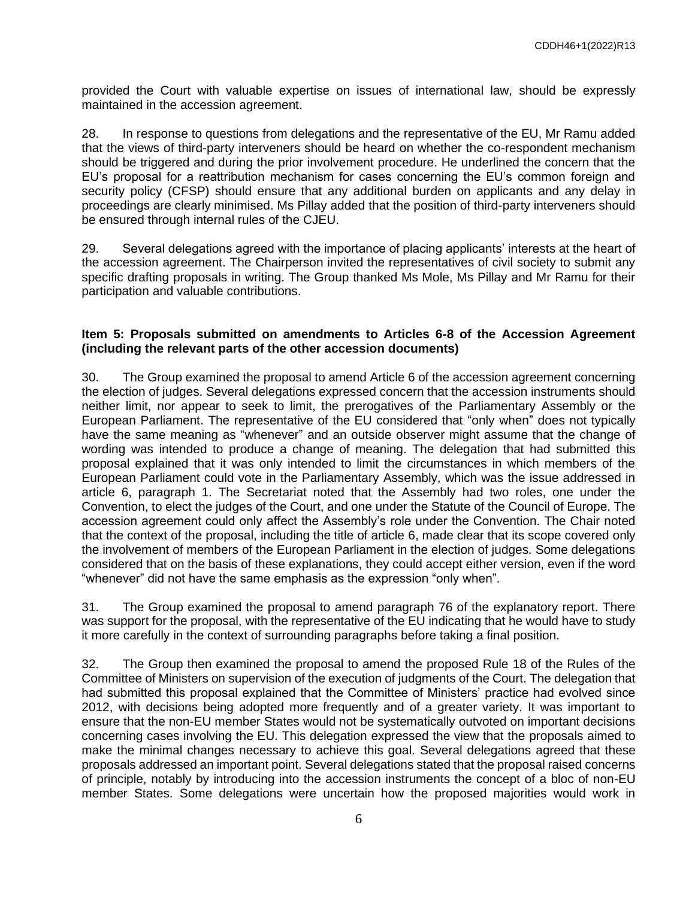provided the Court with valuable expertise on issues of international law, should be expressly maintained in the accession agreement.

28. In response to questions from delegations and the representative of the EU, Mr Ramu added that the views of third-party interveners should be heard on whether the co-respondent mechanism should be triggered and during the prior involvement procedure. He underlined the concern that the EU's proposal for a reattribution mechanism for cases concerning the EU's common foreign and security policy (CFSP) should ensure that any additional burden on applicants and any delay in proceedings are clearly minimised. Ms Pillay added that the position of third-party interveners should be ensured through internal rules of the CJEU.

29. Several delegations agreed with the importance of placing applicants' interests at the heart of the accession agreement. The Chairperson invited the representatives of civil society to submit any specific drafting proposals in writing. The Group thanked Ms Mole, Ms Pillay and Mr Ramu for their participation and valuable contributions.

**Item 5: Proposals submitted on amendments to Articles 6-8 of the Accession Agreement (including the relevant parts of the other accession documents)**

30. The Group examined the proposal to amend Article 6 of the accession agreement concerning the election of judges. Several delegations expressed concern that the accession instruments should neither limit, nor appear to seek to limit, the prerogatives of the Parliamentary Assembly or the European Parliament. The representative of the EU considered that "only when" does not typically have the same meaning as "whenever" and an outside observer might assume that the change of wording was intended to produce a change of meaning. The delegation that had submitted this proposal explained that it was only intended to limit the circumstances in which members of the European Parliament could vote in the Parliamentary Assembly, which was the issue addressed in article 6, paragraph 1. The Secretariat noted that the Assembly had two roles, one under the Convention, to elect the judges of the Court, and one under the Statute of the Council of Europe. The accession agreement could only affect the Assembly's role under the Convention. The Chair noted that the context of the proposal, including the title of article 6, made clear that its scope covered only the involvement of members of the European Parliament in the election of judges. Some delegations considered that on the basis of these explanations, they could accept either version, even if the word "whenever" did not have the same emphasis as the expression "only when".

31. The Group examined the proposal to amend paragraph 76 of the explanatory report. There was support for the proposal, with the representative of the EU indicating that he would have to study it more carefully in the context of surrounding paragraphs before taking a final position.

32. The Group then examined the proposal to amend the proposed Rule 18 of the Rules of the Committee of Ministers on supervision of the execution of judgments of the Court. The delegation that had submitted this proposal explained that the Committee of Ministers' practice had evolved since 2012, with decisions being adopted more frequently and of a greater variety. It was important to ensure that the non-EU member States would not be systematically outvoted on important decisions concerning cases involving the EU. This delegation expressed the view that the proposals aimed to make the minimal changes necessary to achieve this goal. Several delegations agreed that these proposals addressed an important point. Several delegations stated that the proposal raised concerns of principle, notably by introducing into the accession instruments the concept of a bloc of non-EU member States. Some delegations were uncertain how the proposed majorities would work in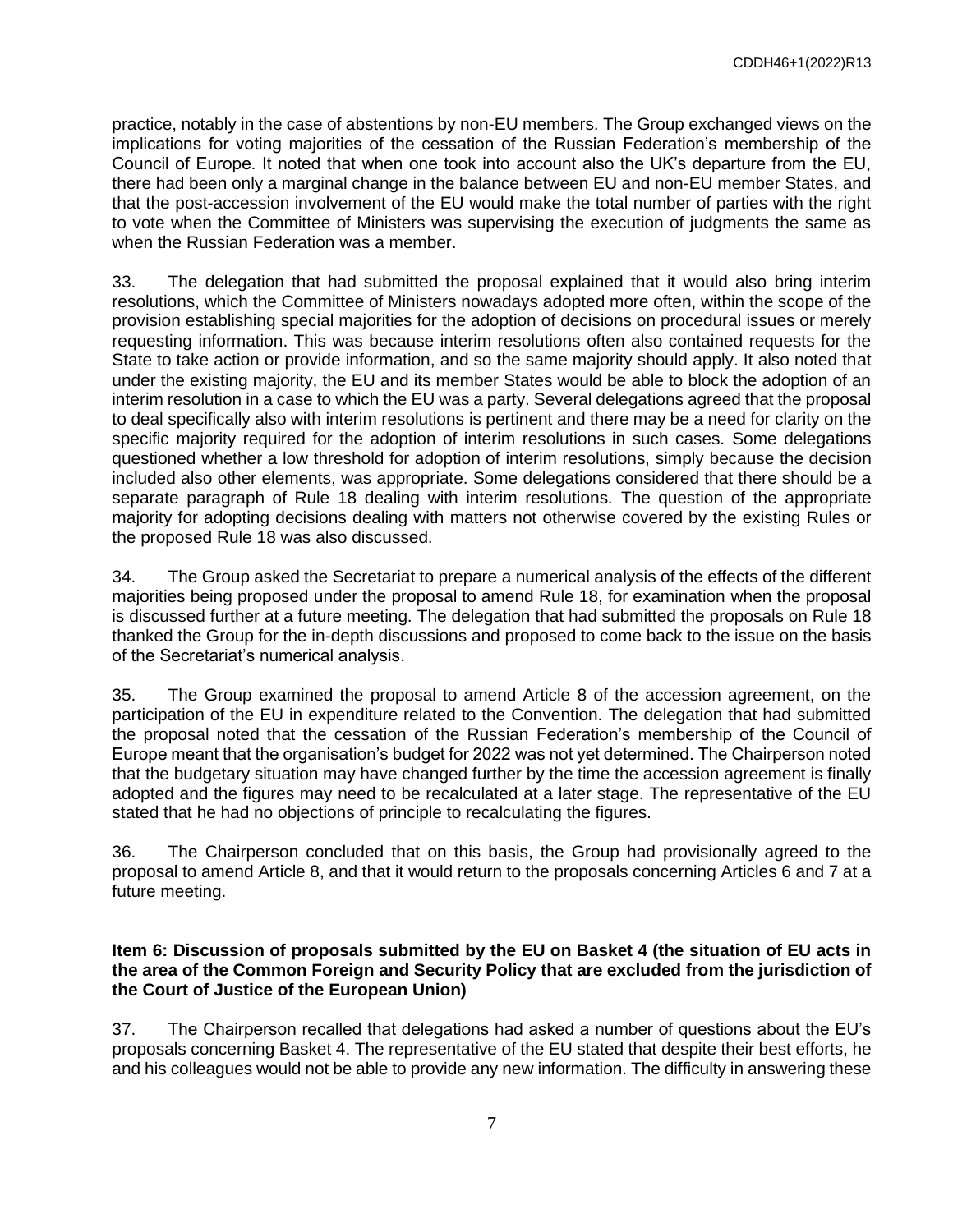practice, notably in the case of abstentions by non-EU members. The Group exchanged views on the implications for voting majorities of the cessation of the Russian Federation's membership of the Council of Europe. It noted that when one took into account also the UK's departure from the EU, there had been only a marginal change in the balance between EU and non-EU member States, and that the post-accession involvement of the EU would make the total number of parties with the right to vote when the Committee of Ministers was supervising the execution of judgments the same as when the Russian Federation was a member.

33. The delegation that had submitted the proposal explained that it would also bring interim resolutions, which the Committee of Ministers nowadays adopted more often, within the scope of the provision establishing special majorities for the adoption of decisions on procedural issues or merely requesting information. This was because interim resolutions often also contained requests for the State to take action or provide information, and so the same majority should apply. It also noted that under the existing majority, the EU and its member States would be able to block the adoption of an interim resolution in a case to which the EU was a party. Several delegations agreed that the proposal to deal specifically also with interim resolutions is pertinent and there may be a need for clarity on the specific majority required for the adoption of interim resolutions in such cases. Some delegations questioned whether a low threshold for adoption of interim resolutions, simply because the decision included also other elements, was appropriate. Some delegations considered that there should be a separate paragraph of Rule 18 dealing with interim resolutions. The question of the appropriate majority for adopting decisions dealing with matters not otherwise covered by the existing Rules or the proposed Rule 18 was also discussed.

34. The Group asked the Secretariat to prepare a numerical analysis of the effects of the different majorities being proposed under the proposal to amend Rule 18, for examination when the proposal is discussed further at a future meeting. The delegation that had submitted the proposals on Rule 18 thanked the Group for the in-depth discussions and proposed to come back to the issue on the basis of the Secretariat's numerical analysis.

35. The Group examined the proposal to amend Article 8 of the accession agreement, on the participation of the EU in expenditure related to the Convention. The delegation that had submitted the proposal noted that the cessation of the Russian Federation's membership of the Council of Europe meant that the organisation's budget for 2022 was not yet determined. The Chairperson noted that the budgetary situation may have changed further by the time the accession agreement is finally adopted and the figures may need to be recalculated at a later stage. The representative of the EU stated that he had no objections of principle to recalculating the figures.

36. The Chairperson concluded that on this basis, the Group had provisionally agreed to the proposal to amend Article 8, and that it would return to the proposals concerning Articles 6 and 7 at a future meeting.

**Item 6: Discussion of proposals submitted by the EU on Basket 4 (the situation of EU acts in the area of the Common Foreign and Security Policy that are excluded from the jurisdiction of the Court of Justice of the European Union)**

37. The Chairperson recalled that delegations had asked a number of questions about the EU's proposals concerning Basket 4. The representative of the EU stated that despite their best efforts, he and his colleagues would not be able to provide any new information. The difficulty in answering these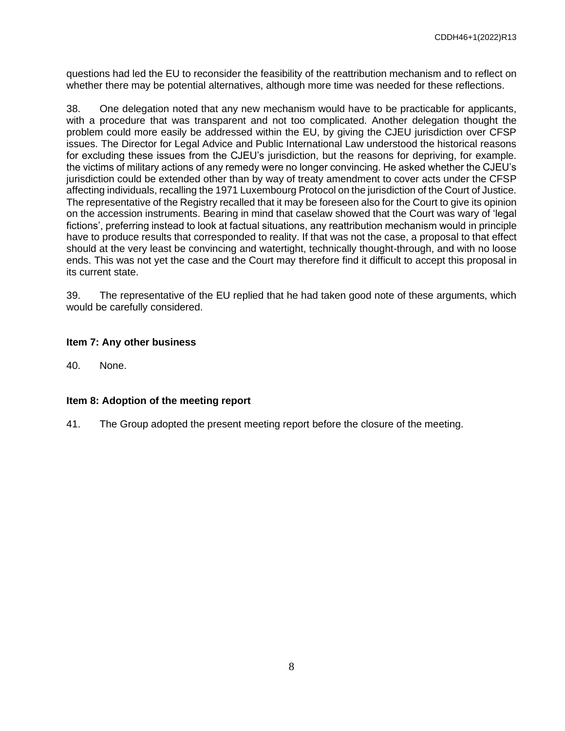questions had led the EU to reconsider the feasibility of the reattribution mechanism and to reflect on whether there may be potential alternatives, although more time was needed for these reflections.

38. One delegation noted that any new mechanism would have to be practicable for applicants, with a procedure that was transparent and not too complicated. Another delegation thought the problem could more easily be addressed within the EU, by giving the CJEU jurisdiction over CFSP issues. The Director for Legal Advice and Public International Law understood the historical reasons for excluding these issues from the CJEU's jurisdiction, but the reasons for depriving, for example. the victims of military actions of any remedy were no longer convincing. He asked whether the CJEU's jurisdiction could be extended other than by way of treaty amendment to cover acts under the CFSP affecting individuals, recalling the 1971 Luxembourg Protocol on the jurisdiction of the Court of Justice. The representative of the Registry recalled that it may be foreseen also for the Court to give its opinion on the accession instruments. Bearing in mind that caselaw showed that the Court was wary of 'legal fictions', preferring instead to look at factual situations, any reattribution mechanism would in principle have to produce results that corresponded to reality. If that was not the case, a proposal to that effect should at the very least be convincing and watertight, technically thought-through, and with no loose ends. This was not yet the case and the Court may therefore find it difficult to accept this proposal in its current state.

39. The representative of the EU replied that he had taken good note of these arguments, which would be carefully considered.

### Item 7: Any other business

40. None.

### Item 8: Adoption of the meeting report

41. The Group adopted the present meeting report before the closure of the meeting.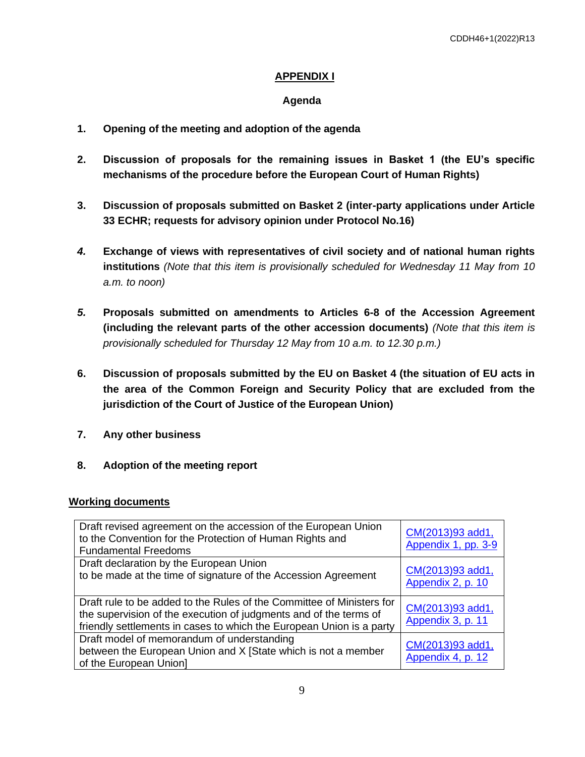## APPENDIX I

### Agenda

1. **Opening of the meeting and adoption of the agenda**

2. **Discussion of proposals for the remaining issues in Basket 1 (the EU's specific mechanisms of the procedure before the European Court of Human Rights)**

3. **Discussion of proposals submitted on Basket 2 (inter-party applications under Article 33 ECHR; requests for advisory opinion under Protocol No.16)**

4. **Exchange of views with representatives of civil society and of national human rights institutions** *(Note that this item is provisionally scheduled for Wednesday 11 May from 10 a.m. to noon)*

5. **Proposals submitted on amendments to Articles 6-8 of the Accession Agreement (including the relevant parts of the other accession documents)** *(Note that this item is provisionally scheduled for Thursday 12 May from 10 a.m. to 12.30 p.m.)*

6. **Discussion of proposals submitted by the EU on Basket 4 (the situation of EU acts in the area of the Common Foreign and Security Policy that are excluded from the jurisdiction of the Court of Justice of the European Union)**

7. **Any other business**

8. **Adoption of the meeting report**

**Working documents**

| Document | Reference |
|---|---|
| Draft revised agreement on the accession of the European Union to the Convention for the Protection of Human Rights and Fundamental Freedoms | CM(2013)93 add1, Appendix 1, pp. 3-9 |
| Draft declaration by the European Union to be made at the time of signature of the Accession Agreement | CM(2013)93 add1, Appendix 2, p. 10 |
| Draft rule to be added to the Rules of the Committee of Ministers for the supervision of the execution of judgments and of the terms of friendly settlements in cases to which the European Union is a party | CM(2013)93 add1, Appendix 3, p. 11 |
| Draft model of memorandum of understanding between the European Union and X [State which is not a member of the European Union] | CM(2013)93 add1, Appendix 4, p. 12 |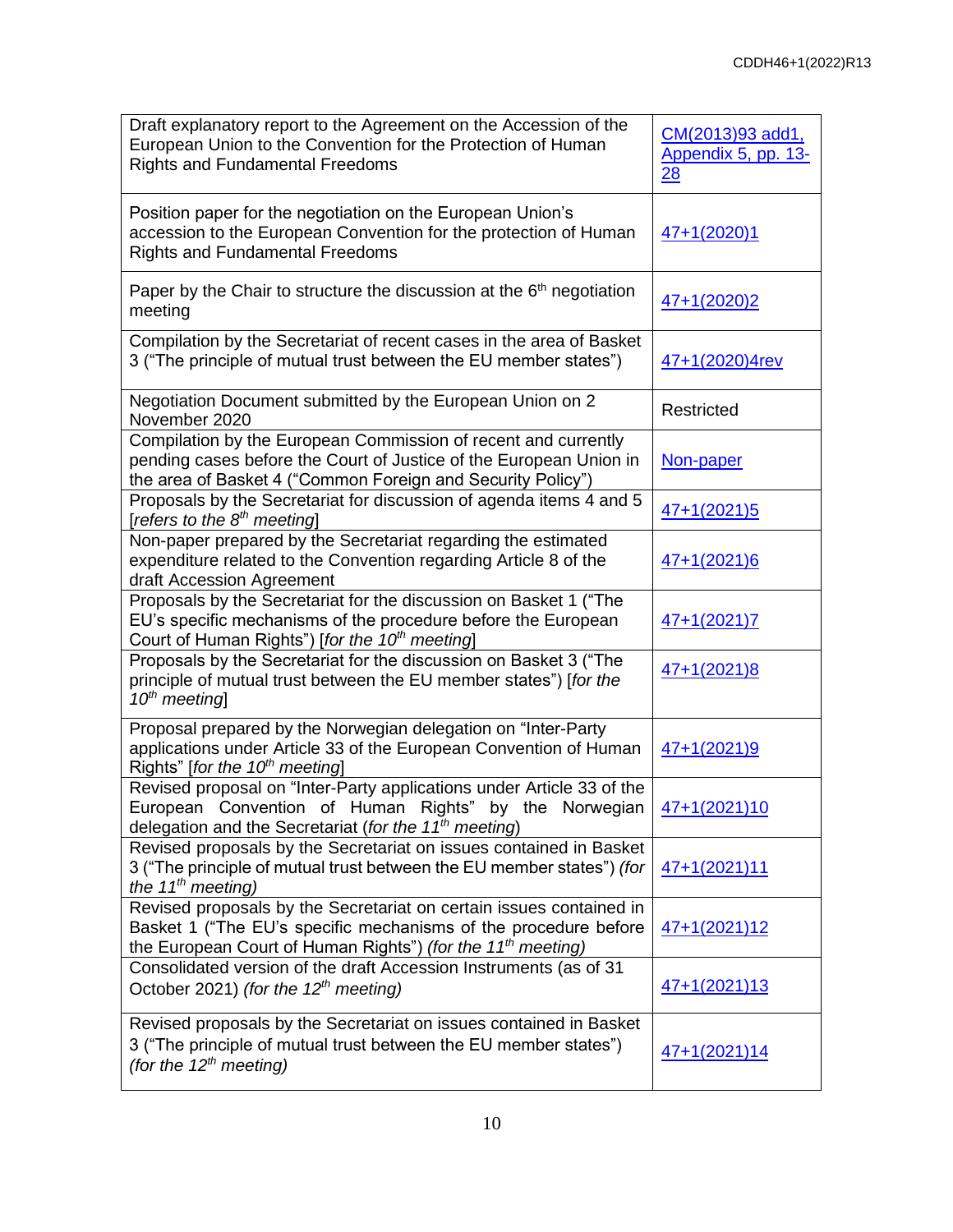| | |
|---|---|
| Draft explanatory report to the Agreement on the Accession of the European Union to the Convention for the Protection of Human Rights and Fundamental Freedoms | CM(2013)93 add1, Appendix 5, pp. 13-28 |
| Position paper for the negotiation on the European Union's accession to the European Convention for the protection of Human Rights and Fundamental Freedoms | 47+1(2020)1 |
| Paper by the Chair to structure the discussion at the 6th negotiation meeting | 47+1(2020)2 |
| Compilation by the Secretariat of recent cases in the area of Basket 3 ("The principle of mutual trust between the EU member states") | 47+1(2020)4rev |
| Negotiation Document submitted by the European Union on 2 November 2020 | Restricted |
| Compilation by the European Commission of recent and currently pending cases before the Court of Justice of the European Union in the area of Basket 4 ("Common Foreign and Security Policy") | Non-paper |
| Proposals by the Secretariat for discussion of agenda items 4 and 5 [*refers to the 8th meeting*] | 47+1(2021)5 |
| Non-paper prepared by the Secretariat regarding the estimated expenditure related to the Convention regarding Article 8 of the draft Accession Agreement | 47+1(2021)6 |
| Proposals by the Secretariat for the discussion on Basket 1 ("The EU's specific mechanisms of the procedure before the European Court of Human Rights") [*for the 10th meeting*] | 47+1(2021)7 |
| Proposals by the Secretariat for the discussion on Basket 3 ("The principle of mutual trust between the EU member states") [*for the 10th meeting*] | 47+1(2021)8 |
| Proposal prepared by the Norwegian delegation on "Inter-Party applications under Article 33 of the European Convention of Human Rights" [*for the 10th meeting*] | 47+1(2021)9 |
| Revised proposal on "Inter-Party applications under Article 33 of the European Convention of Human Rights" by the Norwegian delegation and the Secretariat (*for the 11th meeting*) | 47+1(2021)10 |
| Revised proposals by the Secretariat on issues contained in Basket 3 ("The principle of mutual trust between the EU member states") *(for the 11th meeting)* | 47+1(2021)11 |
| Revised proposals by the Secretariat on certain issues contained in Basket 1 ("The EU's specific mechanisms of the procedure before the European Court of Human Rights") *(for the 11th meeting)* | 47+1(2021)12 |
| Consolidated version of the draft Accession Instruments (as of 31 October 2021) *(for the 12th meeting)* | 47+1(2021)13 |
| Revised proposals by the Secretariat on issues contained in Basket 3 ("The principle of mutual trust between the EU member states") *(for the 12th meeting)* | 47+1(2021)14 |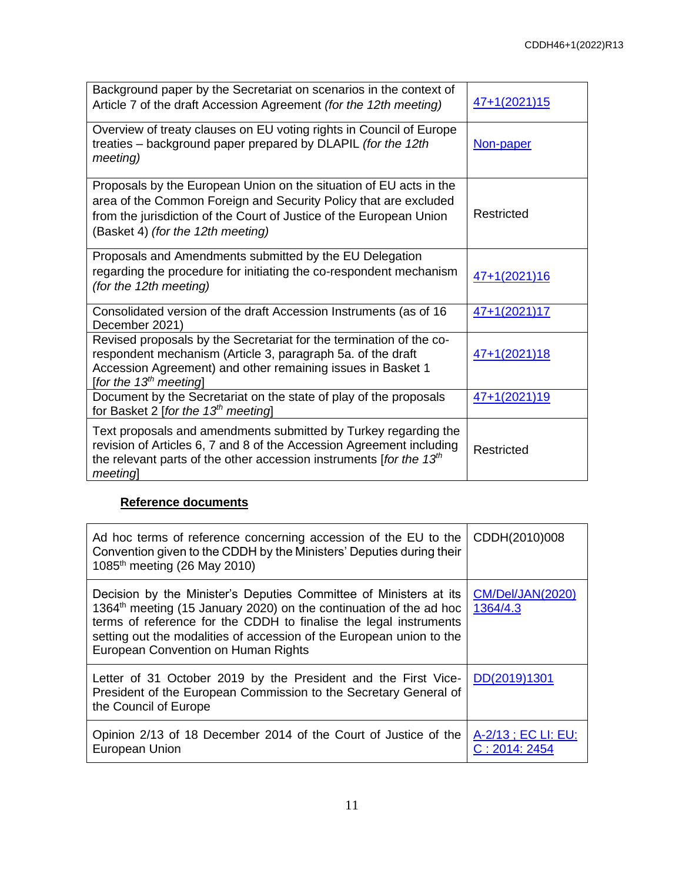| | |
|---|---|
| Background paper by the Secretariat on scenarios in the context of Article 7 of the draft Accession Agreement *(for the 12th meeting)* | 47+1(2021)15 |
| Overview of treaty clauses on EU voting rights in Council of Europe treaties – background paper prepared by DLAPIL *(for the 12th meeting)* | Non-paper |
| Proposals by the European Union on the situation of EU acts in the area of the Common Foreign and Security Policy that are excluded from the jurisdiction of the Court of Justice of the European Union (Basket 4) *(for the 12th meeting)* | Restricted |
| Proposals and Amendments submitted by the EU Delegation regarding the procedure for initiating the co-respondent mechanism *(for the 12th meeting)* | 47+1(2021)16 |
| Consolidated version of the draft Accession Instruments (as of 16 December 2021) | 47+1(2021)17 |
| Revised proposals by the Secretariat for the termination of the co-respondent mechanism (Article 3, paragraph 5a. of the draft Accession Agreement) and other remaining issues in Basket 1 [*for the 13th meeting*] | 47+1(2021)18 |
| Document by the Secretariat on the state of play of the proposals for Basket 2 [*for the 13th meeting*] | 47+1(2021)19 |
| Text proposals and amendments submitted by Turkey regarding the revision of Articles 6, 7 and 8 of the Accession Agreement including the relevant parts of the other accession instruments [*for the 13th meeting*] | Restricted |

**Reference documents**

| | |
|---|---|
| Ad hoc terms of reference concerning accession of the EU to the Convention given to the CDDH by the Ministers' Deputies during their 1085th meeting (26 May 2010) | CDDH(2010)008 |
| Decision by the Minister's Deputies Committee of Ministers at its 1364th meeting (15 January 2020) on the continuation of the ad hoc terms of reference for the CDDH to finalise the legal instruments setting out the modalities of accession of the European union to the European Convention on Human Rights | CM/Del/JAN(2020)1364/4.3 |
| Letter of 31 October 2019 by the President and the First Vice-President of the European Commission to the Secretary General of the Council of Europe | DD(2019)1301 |
| Opinion 2/13 of 18 December 2014 of the Court of Justice of the European Union | A-2/13 ; EC LI: EU: C : 2014: 2454 |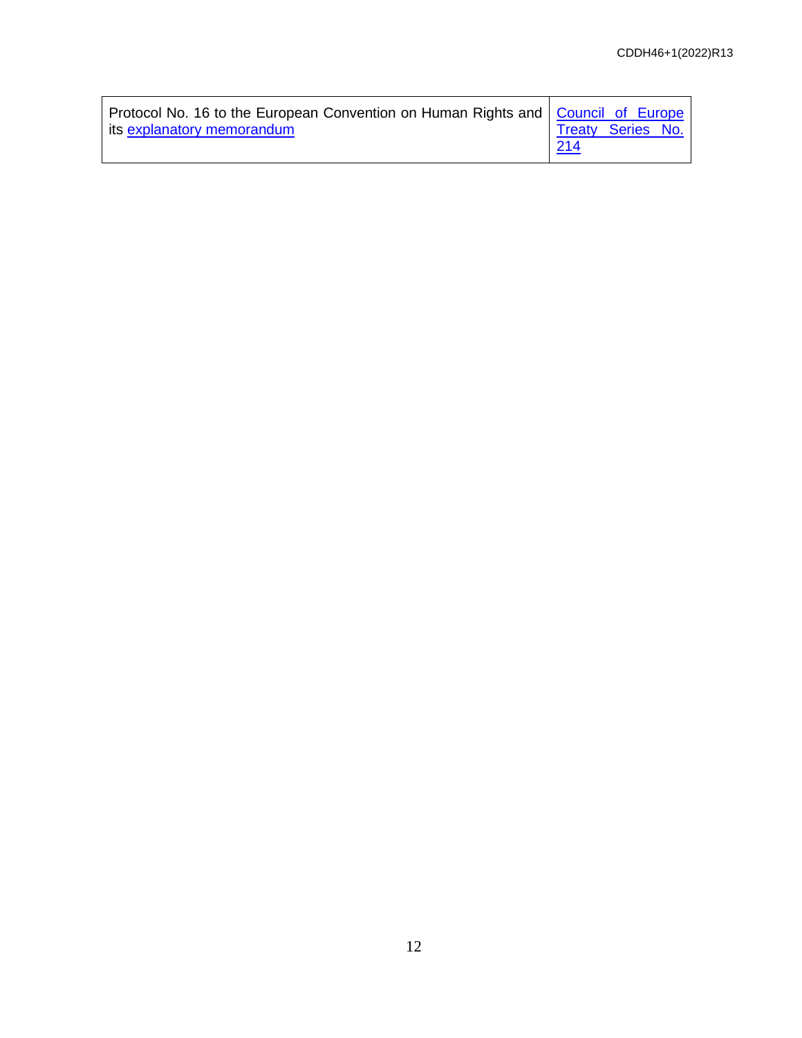| | |
|---|---|
| Protocol No. 16 to the European Convention on Human Rights and its explanatory memorandum | Council of Europe Treaty Series No. 214 |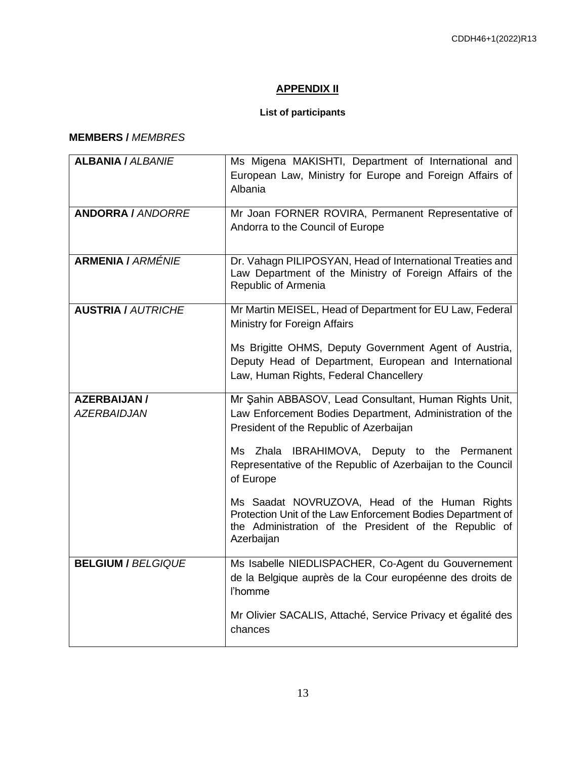## APPENDIX II

### List of participants

**MEMBERS /** *MEMBRES*

| | |
|---|---|
| **ALBANIA /** *ALBANIE* | Ms Migena MAKISHTI, Department of International and European Law, Ministry for Europe and Foreign Affairs of Albania |
| **ANDORRA /** *ANDORRE* | Mr Joan FORNER ROVIRA, Permanent Representative of Andorra to the Council of Europe |
| **ARMENIA /** *ARMÉNIE* | Dr. Vahagn PILIPOSYAN, Head of International Treaties and Law Department of the Ministry of Foreign Affairs of the Republic of Armenia |
| **AUSTRIA /** *AUTRICHE* | Mr Martin MEISEL, Head of Department for EU Law, Federal Ministry for Foreign Affairs<br><br>Ms Brigitte OHMS, Deputy Government Agent of Austria, Deputy Head of Department, European and International Law, Human Rights, Federal Chancellery |
| **AZERBAIJAN /** *AZERBAIDJAN* | Mr Şahin ABBASOV, Lead Consultant, Human Rights Unit, Law Enforcement Bodies Department, Administration of the President of the Republic of Azerbaijan<br><br>Ms Zhala IBRAHIMOVA, Deputy to the Permanent Representative of the Republic of Azerbaijan to the Council of Europe<br><br>Ms Saadat NOVRUZOVA, Head of the Human Rights Protection Unit of the Law Enforcement Bodies Department of the Administration of the President of the Republic of Azerbaijan |
| **BELGIUM /** *BELGIQUE* | Ms Isabelle NIEDLISPACHER, Co-Agent du Gouvernement de la Belgique auprès de la Cour européenne des droits de l'homme<br><br>Mr Olivier SACALIS, Attaché, Service Privacy et égalité des chances |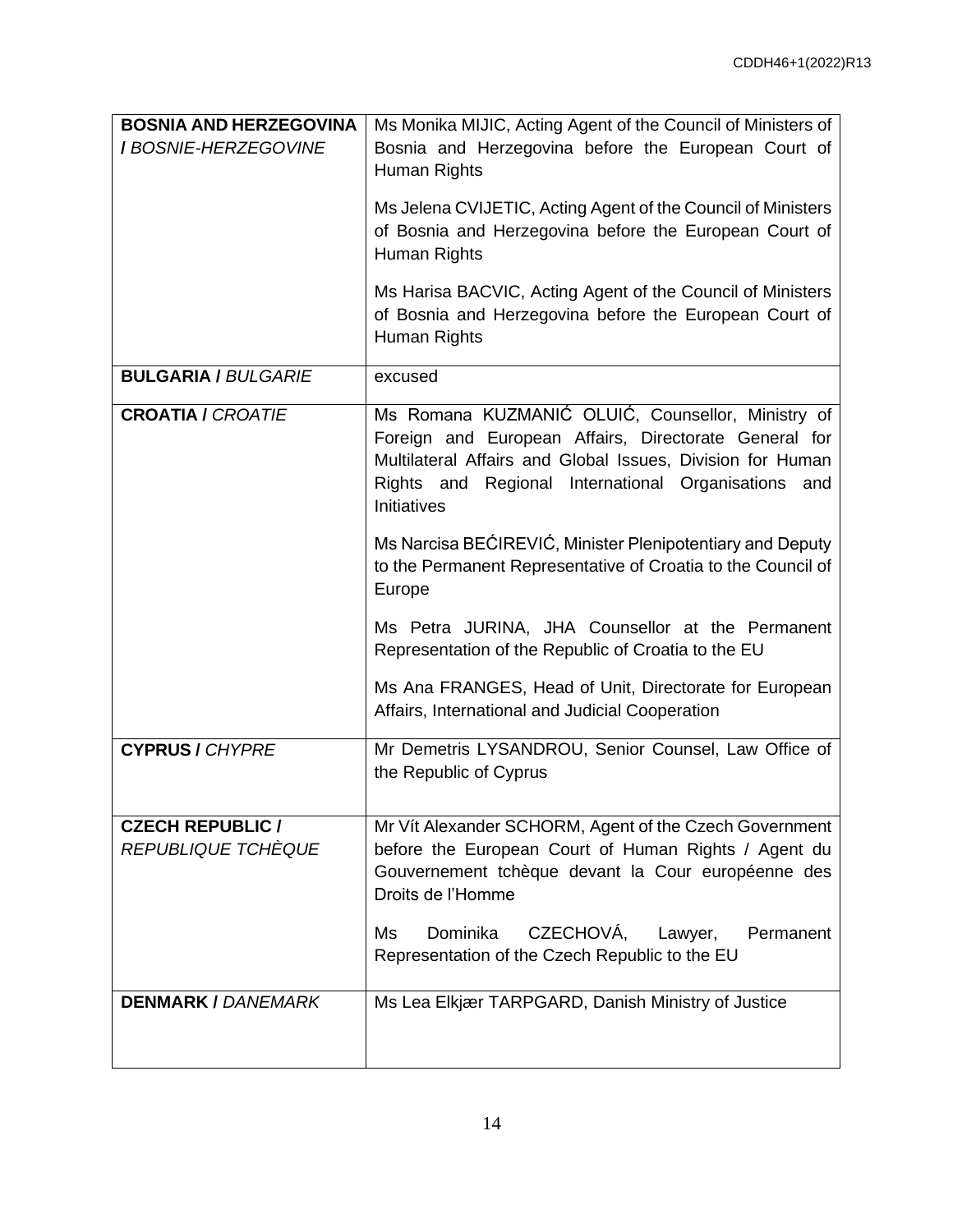| | |
|---|---|
| **BOSNIA AND HERZEGOVINA / *BOSNIE-HERZEGOVINE*** | Ms Monika MIJIC, Acting Agent of the Council of Ministers of Bosnia and Herzegovina before the European Court of Human Rights<br><br>Ms Jelena CVIJETIC, Acting Agent of the Council of Ministers of Bosnia and Herzegovina before the European Court of Human Rights<br><br>Ms Harisa BACVIC, Acting Agent of the Council of Ministers of Bosnia and Herzegovina before the European Court of Human Rights |
| **BULGARIA / *BULGARIE*** | excused |
| **CROATIA / *CROATIE*** | Ms Romana KUZMANIĆ OLUIĆ, Counsellor, Ministry of Foreign and European Affairs, Directorate General for Multilateral Affairs and Global Issues, Division for Human Rights and Regional International Organisations and Initiatives<br><br>Ms Narcisa BEĆIREVIĆ, Minister Plenipotentiary and Deputy to the Permanent Representative of Croatia to the Council of Europe<br><br>Ms Petra JURINA, JHA Counsellor at the Permanent Representation of the Republic of Croatia to the EU<br><br>Ms Ana FRANGES, Head of Unit, Directorate for European Affairs, International and Judicial Cooperation |
| **CYPRUS / *CHYPRE*** | Mr Demetris LYSANDROU, Senior Counsel, Law Office of the Republic of Cyprus |
| **CZECH REPUBLIC / *REPUBLIQUE TCHÈQUE*** | Mr Vít Alexander SCHORM, Agent of the Czech Government before the European Court of Human Rights / Agent du Gouvernement tchèque devant la Cour européenne des Droits de l'Homme<br><br>Ms Dominika CZECHOVÁ, Lawyer, Permanent Representation of the Czech Republic to the EU |
| **DENMARK / *DANEMARK*** | Ms Lea Elkjær TARPGARD, Danish Ministry of Justice |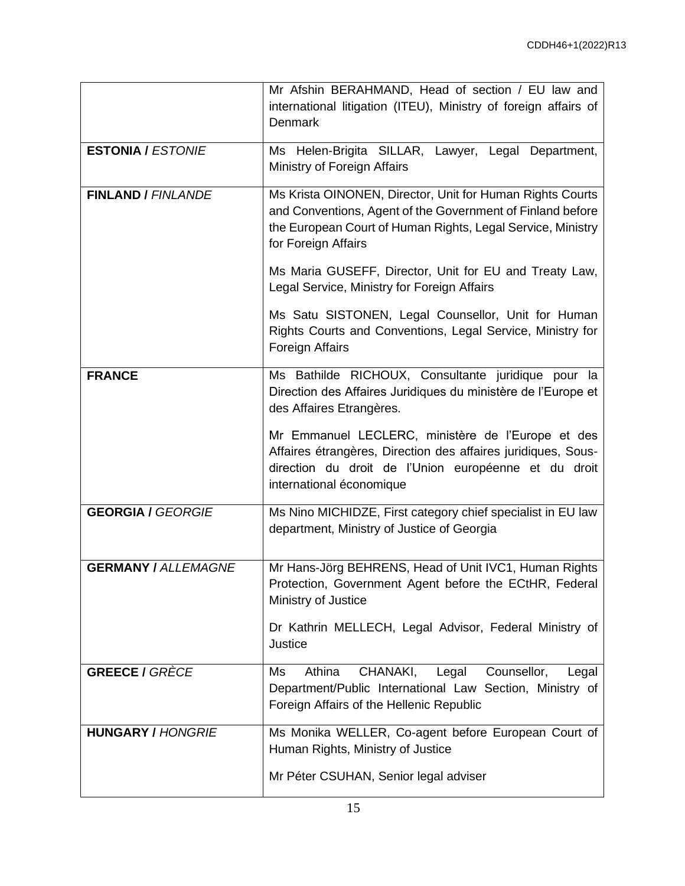| | |
|---|---|
| | Mr Afshin BERAHMAND, Head of section / EU law and international litigation (ITEU), Ministry of foreign affairs of Denmark |
| **ESTONIA /** *ESTONIE* | Ms Helen-Brigita SILLAR, Lawyer, Legal Department, Ministry of Foreign Affairs |
| **FINLAND /** *FINLANDE* | Ms Krista OINONEN, Director, Unit for Human Rights Courts and Conventions, Agent of the Government of Finland before the European Court of Human Rights, Legal Service, Ministry for Foreign Affairs<br><br>Ms Maria GUSEFF, Director, Unit for EU and Treaty Law, Legal Service, Ministry for Foreign Affairs<br><br>Ms Satu SISTONEN, Legal Counsellor, Unit for Human Rights Courts and Conventions, Legal Service, Ministry for Foreign Affairs |
| **FRANCE** | Ms Bathilde RICHOUX, Consultante juridique pour la Direction des Affaires Juridiques du ministère de l'Europe et des Affaires Etrangères.<br><br>Mr Emmanuel LECLERC, ministère de l'Europe et des Affaires étrangères, Direction des affaires juridiques, Sous-direction du droit de l'Union européenne et du droit international économique |
| **GEORGIA /** *GEORGIE* | Ms Nino MICHIDZE, First category chief specialist in EU law department, Ministry of Justice of Georgia |
| **GERMANY /** *ALLEMAGNE* | Mr Hans-Jörg BEHRENS, Head of Unit IVC1, Human Rights Protection, Government Agent before the ECtHR, Federal Ministry of Justice<br><br>Dr Kathrin MELLECH, Legal Advisor, Federal Ministry of Justice |
| **GREECE /** *GRÈCE* | Ms Athina CHANAKI, Legal Counsellor, Legal Department/Public International Law Section, Ministry of Foreign Affairs of the Hellenic Republic |
| **HUNGARY /** *HONGRIE* | Ms Monika WELLER, Co-agent before European Court of Human Rights, Ministry of Justice<br><br>Mr Péter CSUHAN, Senior legal adviser |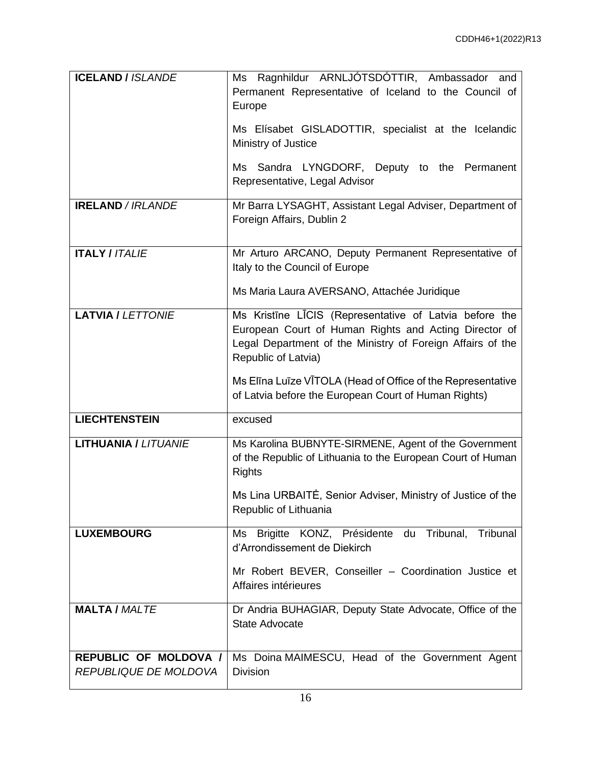| | |
|---|---|
| **ICELAND /** *ISLANDE* | Ms Ragnhildur ARNLJÓTSDÓTTIR, Ambassador and Permanent Representative of Iceland to the Council of Europe<br><br>Ms Elísabet GISLADOTTIR, specialist at the Icelandic Ministry of Justice<br><br>Ms Sandra LYNGDORF, Deputy to the Permanent Representative, Legal Advisor |
| **IRELAND** / *IRLANDE* | Mr Barra LYSAGHT, Assistant Legal Adviser, Department of Foreign Affairs, Dublin 2 |
| **ITALY /** *ITALIE* | Mr Arturo ARCANO, Deputy Permanent Representative of Italy to the Council of Europe<br><br>Ms Maria Laura AVERSANO, Attachée Juridique |
| **LATVIA /** *LETTONIE* | Ms Kristīne LĪCIS (Representative of Latvia before the European Court of Human Rights and Acting Director of Legal Department of the Ministry of Foreign Affairs of the Republic of Latvia)<br><br>Ms Elīna Luīze VĪTOLA (Head of Office of the Representative of Latvia before the European Court of Human Rights) |
| **LIECHTENSTEIN** | excused |
| **LITHUANIA /** *LITUANIE* | Ms Karolina BUBNYTE-SIRMENE, Agent of the Government of the Republic of Lithuania to the European Court of Human Rights<br><br>Ms Lina URBAITĖ, Senior Adviser, Ministry of Justice of the Republic of Lithuania |
| **LUXEMBOURG** | Ms Brigitte KONZ, Présidente du Tribunal, Tribunal d'Arrondissement de Diekirch<br><br>Mr Robert BEVER, Conseiller – Coordination Justice et Affaires intérieures |
| **MALTA /** *MALTE* | Dr Andria BUHAGIAR, Deputy State Advocate, Office of the State Advocate |
| **REPUBLIC OF MOLDOVA /** *REPUBLIQUE DE MOLDOVA* | Ms Doina MAIMESCU, Head of the Government Agent Division |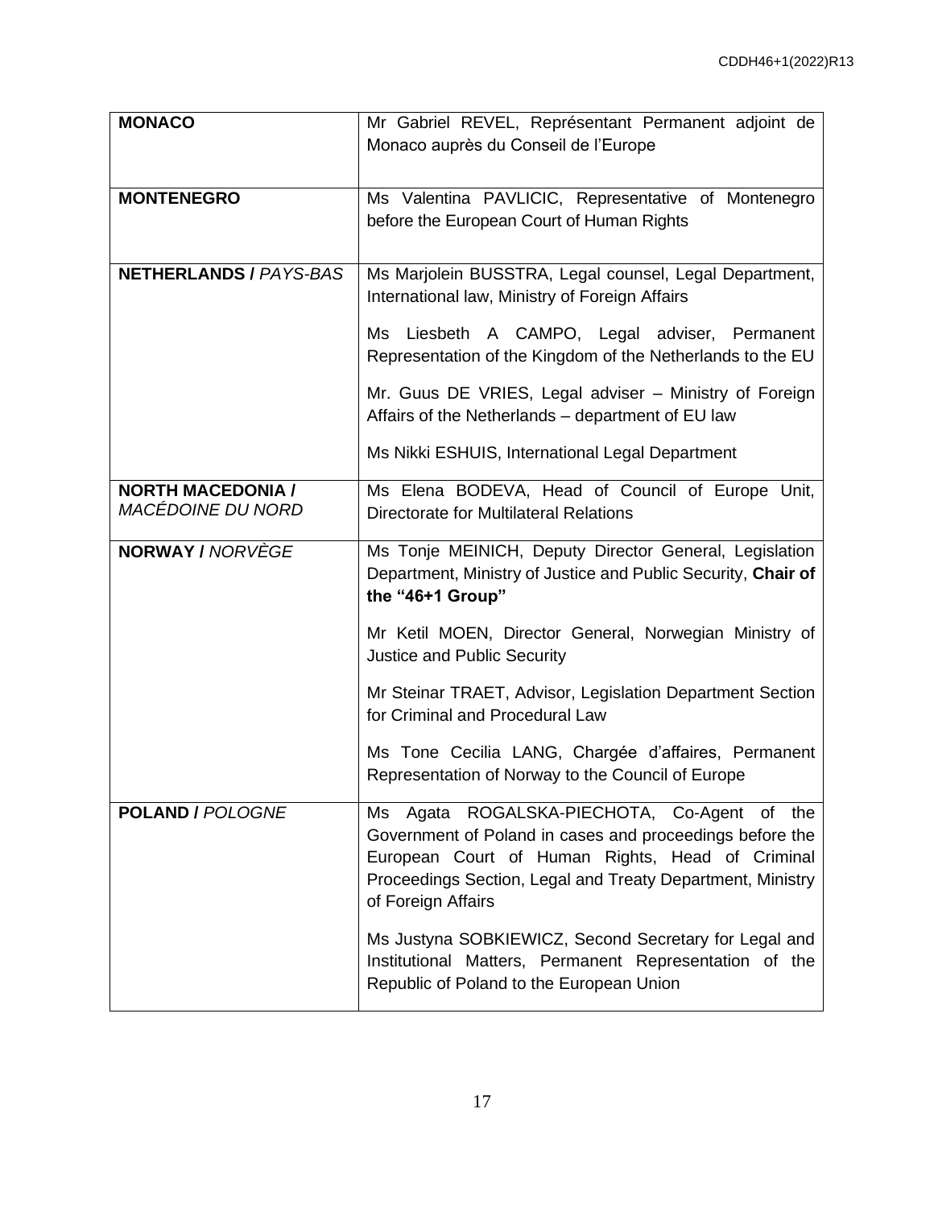| | |
|---|---|
| **MONACO** | Mr Gabriel REVEL, Représentant Permanent adjoint de Monaco auprès du Conseil de l'Europe |
| **MONTENEGRO** | Ms Valentina PAVLICIC, Representative of Montenegro before the European Court of Human Rights |
| **NETHERLANDS /** *PAYS-BAS* | Ms Marjolein BUSSTRA, Legal counsel, Legal Department, International law, Ministry of Foreign Affairs<br><br>Ms Liesbeth A CAMPO, Legal adviser, Permanent Representation of the Kingdom of the Netherlands to the EU<br><br>Mr. Guus DE VRIES, Legal adviser – Ministry of Foreign Affairs of the Netherlands – department of EU law<br><br>Ms Nikki ESHUIS, International Legal Department |
| **NORTH MACEDONIA /** *MACÉDOINE DU NORD* | Ms Elena BODEVA, Head of Council of Europe Unit, Directorate for Multilateral Relations |
| **NORWAY /** *NORVÈGE* | Ms Tonje MEINICH, Deputy Director General, Legislation Department, Ministry of Justice and Public Security, **Chair of the "46+1 Group"**<br><br>Mr Ketil MOEN, Director General, Norwegian Ministry of Justice and Public Security<br><br>Mr Steinar TRAET, Advisor, Legislation Department Section for Criminal and Procedural Law<br><br>Ms Tone Cecilia LANG, Chargée d'affaires, Permanent Representation of Norway to the Council of Europe |
| **POLAND /** *POLOGNE* | Ms Agata ROGALSKA-PIECHOTA, Co-Agent of the Government of Poland in cases and proceedings before the European Court of Human Rights, Head of Criminal Proceedings Section, Legal and Treaty Department, Ministry of Foreign Affairs<br><br>Ms Justyna SOBKIEWICZ, Second Secretary for Legal and Institutional Matters, Permanent Representation of the Republic of Poland to the European Union |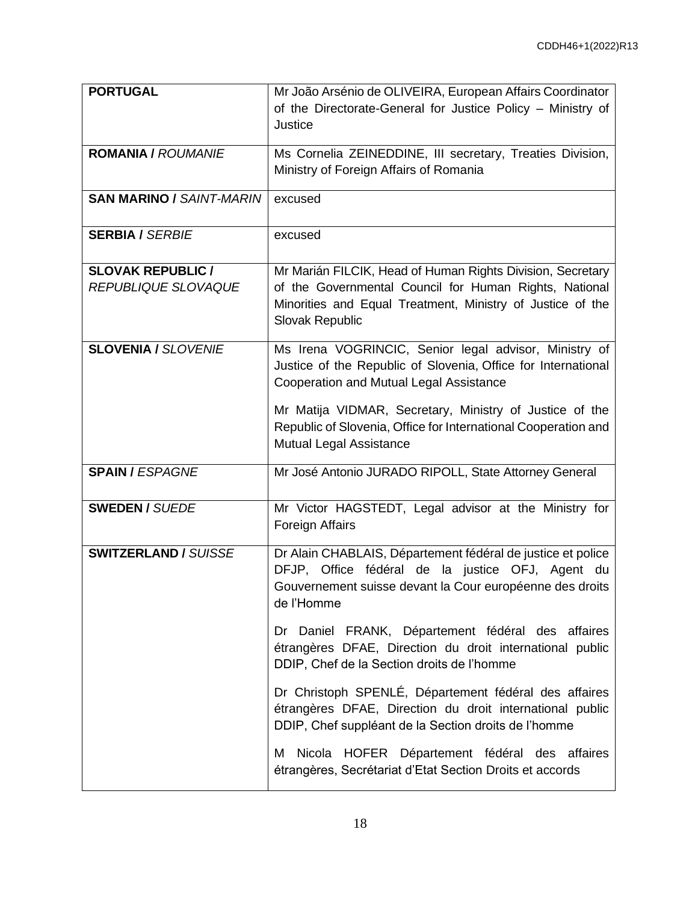| **PORTUGAL** | Mr João Arsénio de OLIVEIRA, European Affairs Coordinator of the Directorate-General for Justice Policy – Ministry of Justice |
|---|---|
| **ROMANIA /** ***ROUMANIE*** | Ms Cornelia ZEINEDDINE, III secretary, Treaties Division, Ministry of Foreign Affairs of Romania |
| **SAN MARINO /** ***SAINT-MARIN*** | excused |
| **SERBIA /** ***SERBIE*** | excused |
| **SLOVAK REPUBLIC /** ***REPUBLIQUE SLOVAQUE*** | Mr Marián FILCIK, Head of Human Rights Division, Secretary of the Governmental Council for Human Rights, National Minorities and Equal Treatment, Ministry of Justice of the Slovak Republic |
| **SLOVENIA /** ***SLOVENIE*** | Ms Irena VOGRINCIC, Senior legal advisor, Ministry of Justice of the Republic of Slovenia, Office for International Cooperation and Mutual Legal Assistance<br><br>Mr Matija VIDMAR, Secretary, Ministry of Justice of the Republic of Slovenia, Office for International Cooperation and Mutual Legal Assistance |
| **SPAIN /** ***ESPAGNE*** | Mr José Antonio JURADO RIPOLL, State Attorney General |
| **SWEDEN /** ***SUEDE*** | Mr Victor HAGSTEDT, Legal advisor at the Ministry for Foreign Affairs |
| **SWITZERLAND /** ***SUISSE*** | Dr Alain CHABLAIS, Département fédéral de justice et police DFJP, Office fédéral de la justice OFJ, Agent du Gouvernement suisse devant la Cour européenne des droits de l'Homme<br><br>Dr Daniel FRANK, Département fédéral des affaires étrangères DFAE, Direction du droit international public DDIP, Chef de la Section droits de l'homme<br><br>Dr Christoph SPENLÉ, Département fédéral des affaires étrangères DFAE, Direction du droit international public DDIP, Chef suppléant de la Section droits de l'homme<br><br>M Nicola HOFER Département fédéral des affaires étrangères, Secrétariat d'Etat Section Droits et accords |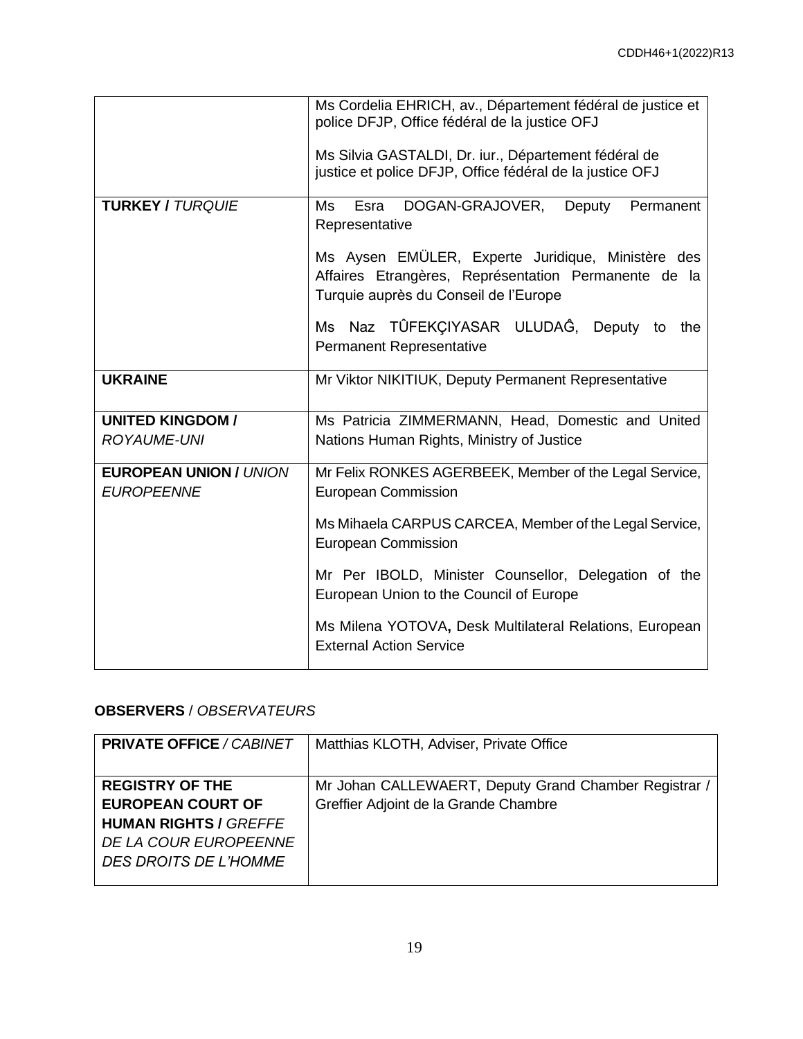|  |  |
|---|---|
|  | Ms Cordelia EHRICH, av., Département fédéral de justice et police DFJP, Office fédéral de la justice OFJ<br><br>Ms Silvia GASTALDI, Dr. iur., Département fédéral de justice et police DFJP, Office fédéral de la justice OFJ |
| **TURKEY /** *TURQUIE* | Ms Esra DOGAN-GRAJOVER, Deputy Permanent Representative<br><br>Ms Aysen EMÜLER, Experte Juridique, Ministère des Affaires Etrangères, Représentation Permanente de la Turquie auprès du Conseil de l'Europe<br><br>Ms Naz TÛFEKÇIYASAR ULUDAĜ, Deputy to the Permanent Representative |
| **UKRAINE** | Mr Viktor NIKITIUK, Deputy Permanent Representative |
| **UNITED KINGDOM /** *ROYAUME-UNI* | Ms Patricia ZIMMERMANN, Head, Domestic and United Nations Human Rights, Ministry of Justice |
| **EUROPEAN UNION /** *UNION EUROPEENNE* | Mr Felix RONKES AGERBEEK, Member of the Legal Service, European Commission<br><br>Ms Mihaela CARPUS CARCEA, Member of the Legal Service, European Commission<br><br>Mr Per IBOLD, Minister Counsellor, Delegation of the European Union to the Council of Europe<br><br>Ms Milena YOTOVA**,** Desk Multilateral Relations, European External Action Service |

**OBSERVERS** / *OBSERVATEURS*

|  |  |
|---|---|
| **PRIVATE OFFICE** */ CABINET* | Matthias KLOTH, Adviser, Private Office |
| **REGISTRY OF THE EUROPEAN COURT OF HUMAN RIGHTS /** *GREFFE DE LA COUR EUROPEENNE DES DROITS DE L'HOMME* | Mr Johan CALLEWAERT, Deputy Grand Chamber Registrar / Greffier Adjoint de la Grande Chambre |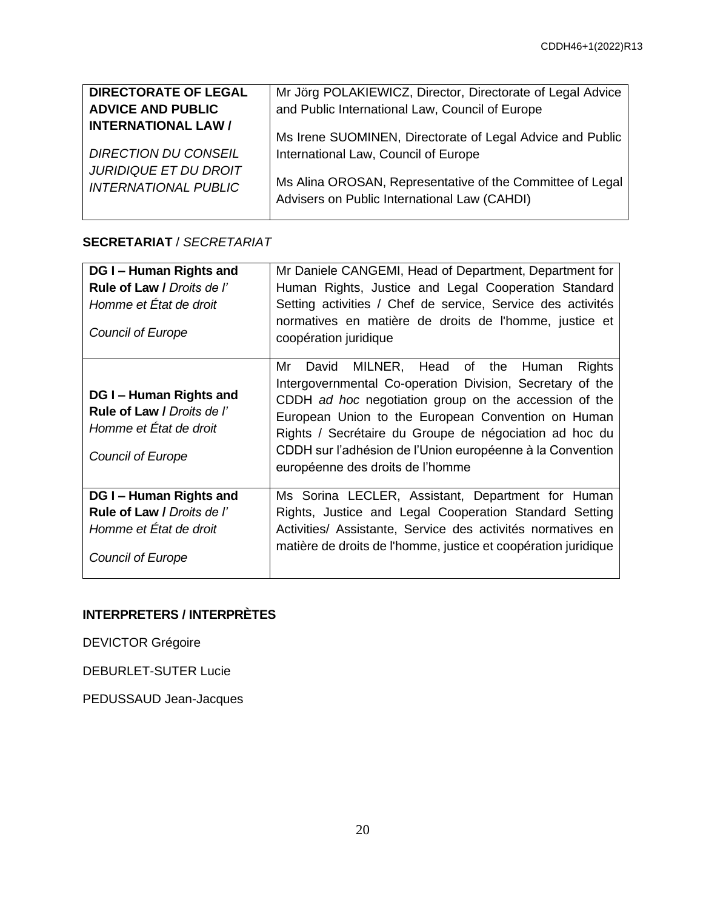| **DIRECTORATE OF LEGAL ADVICE AND PUBLIC INTERNATIONAL LAW /** *DIRECTION DU CONSEIL JURIDIQUE ET DU DROIT INTERNATIONAL PUBLIC* | Mr Jörg POLAKIEWICZ, Director, Directorate of Legal Advice and Public International Law, Council of Europe<br><br>Ms Irene SUOMINEN, Directorate of Legal Advice and Public International Law, Council of Europe<br><br>Ms Alina OROSAN, Representative of the Committee of Legal Advisers on Public International Law (CAHDI) |
|---|---|

**SECRETARIAT** / *SECRETARIAT*

| **DG I – Human Rights and Rule of Law /** *Droits de l' Homme et État de droit*<br><br>*Council of Europe* | Mr Daniele CANGEMI, Head of Department, Department for Human Rights, Justice and Legal Cooperation Standard Setting activities / Chef de service, Service des activités normatives en matière de droits de l'homme, justice et coopération juridique |
|---|---|
| **DG I – Human Rights and Rule of Law /** *Droits de l' Homme et État de droit*<br><br>*Council of Europe* | Mr David MILNER, Head of the Human Rights Intergovernmental Co-operation Division, Secretary of the CDDH *ad hoc* negotiation group on the accession of the European Union to the European Convention on Human Rights / Secrétaire du Groupe de négociation ad hoc du CDDH sur l'adhésion de l'Union européenne à la Convention européenne des droits de l'homme |
| **DG I – Human Rights and Rule of Law /** *Droits de l' Homme et État de droit*<br><br>*Council of Europe* | Ms Sorina LECLER, Assistant, Department for Human Rights, Justice and Legal Cooperation Standard Setting Activities/ Assistante, Service des activités normatives en matière de droits de l'homme, justice et coopération juridique |

**INTERPRETERS / INTERPRÈTES**

DEVICTOR Grégoire

DEBURLET-SUTER Lucie

PEDUSSAUD Jean-Jacques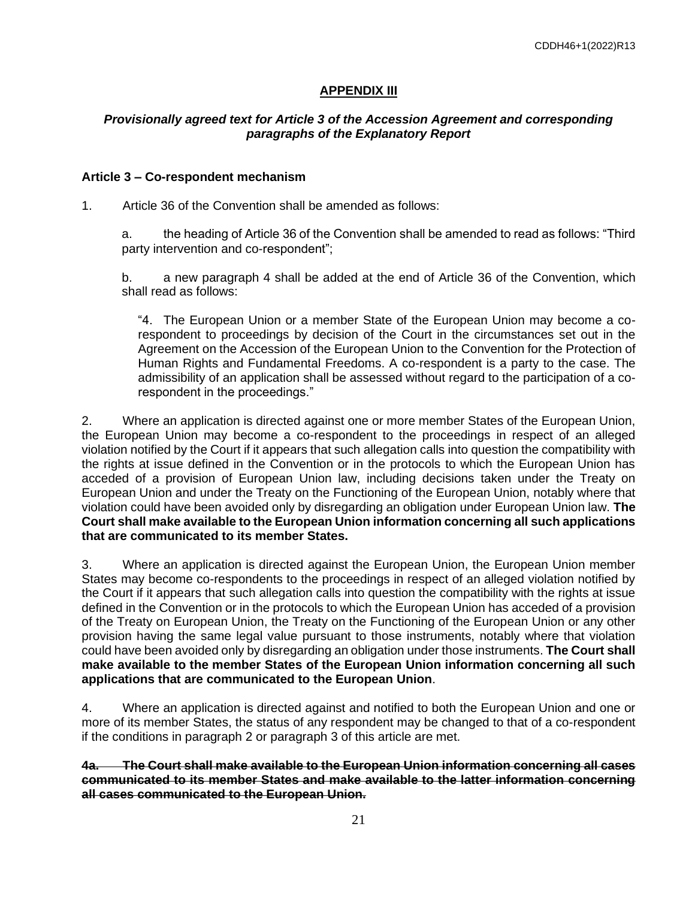## APPENDIX III

### *Provisionally agreed text for Article 3 of the Accession Agreement and corresponding paragraphs of the Explanatory Report*

#### Article 3 – Co-respondent mechanism

1. Article 36 of the Convention shall be amended as follows:

   a. the heading of Article 36 of the Convention shall be amended to read as follows: "Third party intervention and co-respondent";

   b. a new paragraph 4 shall be added at the end of Article 36 of the Convention, which shall read as follows:

   > "4. The European Union or a member State of the European Union may become a co-respondent to proceedings by decision of the Court in the circumstances set out in the Agreement on the Accession of the European Union to the Convention for the Protection of Human Rights and Fundamental Freedoms. A co-respondent is a party to the case. The admissibility of an application shall be assessed without regard to the participation of a co-respondent in the proceedings."

2. Where an application is directed against one or more member States of the European Union, the European Union may become a co-respondent to the proceedings in respect of an alleged violation notified by the Court if it appears that such allegation calls into question the compatibility with the rights at issue defined in the Convention or in the protocols to which the European Union has acceded of a provision of European Union law, including decisions taken under the Treaty on European Union and under the Treaty on the Functioning of the European Union, notably where that violation could have been avoided only by disregarding an obligation under European Union law. **The Court shall make available to the European Union information concerning all such applications that are communicated to its member States.**

3. Where an application is directed against the European Union, the European Union member States may become co-respondents to the proceedings in respect of an alleged violation notified by the Court if it appears that such allegation calls into question the compatibility with the rights at issue defined in the Convention or in the protocols to which the European Union has acceded of a provision of the Treaty on European Union, the Treaty on the Functioning of the European Union or any other provision having the same legal value pursuant to those instruments, notably where that violation could have been avoided only by disregarding an obligation under those instruments. **The Court shall make available to the member States of the European Union information concerning all such applications that are communicated to the European Union**.

4. Where an application is directed against and notified to both the European Union and one or more of its member States, the status of any respondent may be changed to that of a co-respondent if the conditions in paragraph 2 or paragraph 3 of this article are met.

~~**4a. The Court shall make available to the European Union information concerning all cases communicated to its member States and make available to the latter information concerning all cases communicated to the European Union.**~~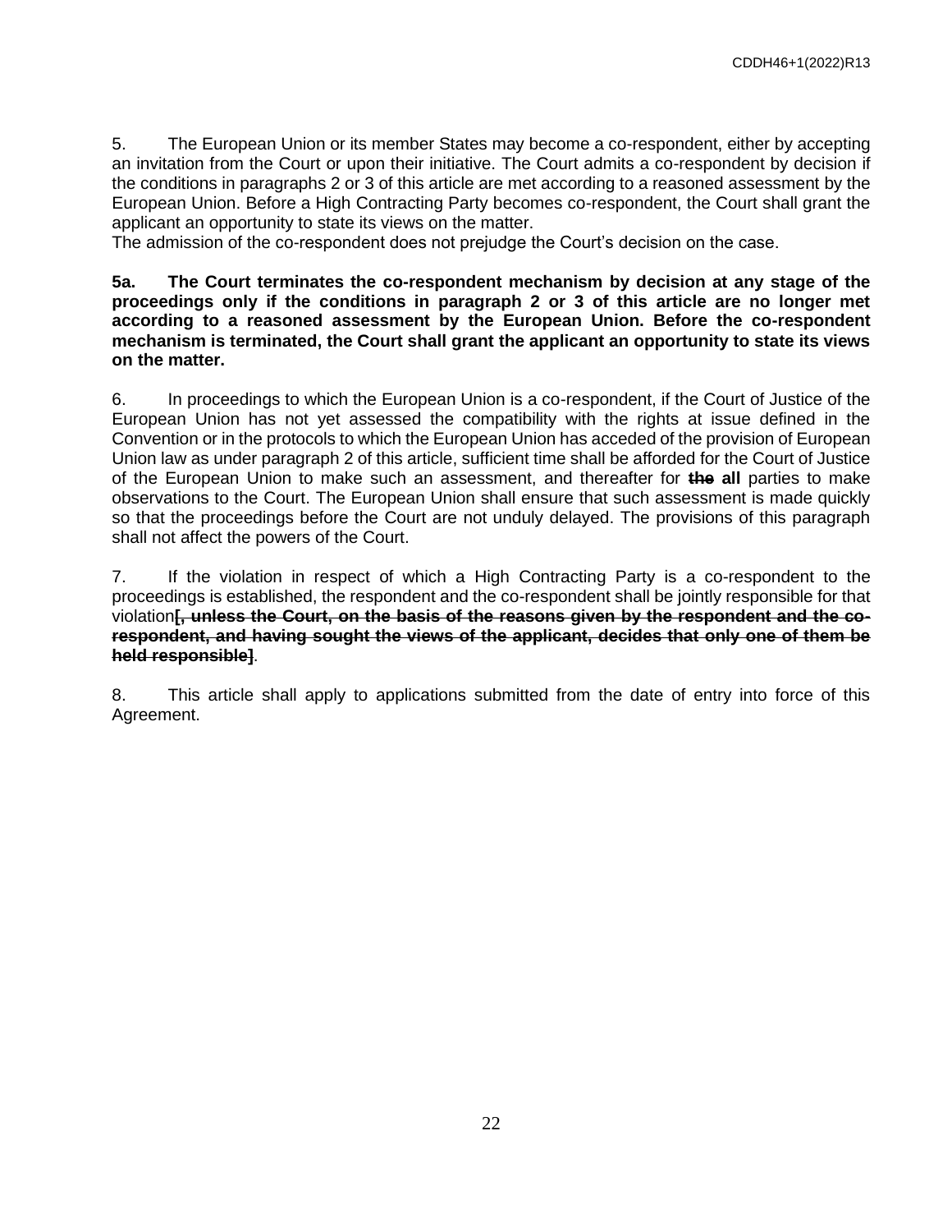5. The European Union or its member States may become a co-respondent, either by accepting an invitation from the Court or upon their initiative. The Court admits a co-respondent by decision if the conditions in paragraphs 2 or 3 of this article are met according to a reasoned assessment by the European Union. Before a High Contracting Party becomes co-respondent, the Court shall grant the applicant an opportunity to state its views on the matter.
The admission of the co-respondent does not prejudge the Court's decision on the case.

**5a. The Court terminates the co-respondent mechanism by decision at any stage of the proceedings only if the conditions in paragraph 2 or 3 of this article are no longer met according to a reasoned assessment by the European Union. Before the co-respondent mechanism is terminated, the Court shall grant the applicant an opportunity to state its views on the matter.**

6. In proceedings to which the European Union is a co-respondent, if the Court of Justice of the European Union has not yet assessed the compatibility with the rights at issue defined in the Convention or in the protocols to which the European Union has acceded of the provision of European Union law as under paragraph 2 of this article, sufficient time shall be afforded for the Court of Justice of the European Union to make such an assessment, and thereafter for ~~**the**~~ **all** parties to make observations to the Court. The European Union shall ensure that such assessment is made quickly so that the proceedings before the Court are not unduly delayed. The provisions of this paragraph shall not affect the powers of the Court.

7. If the violation in respect of which a High Contracting Party is a co-respondent to the proceedings is established, the respondent and the co-respondent shall be jointly responsible for that violation~~**[, unless the Court, on the basis of the reasons given by the respondent and the co-respondent, and having sought the views of the applicant, decides that only one of them be held responsible]**~~.

8. This article shall apply to applications submitted from the date of entry into force of this Agreement.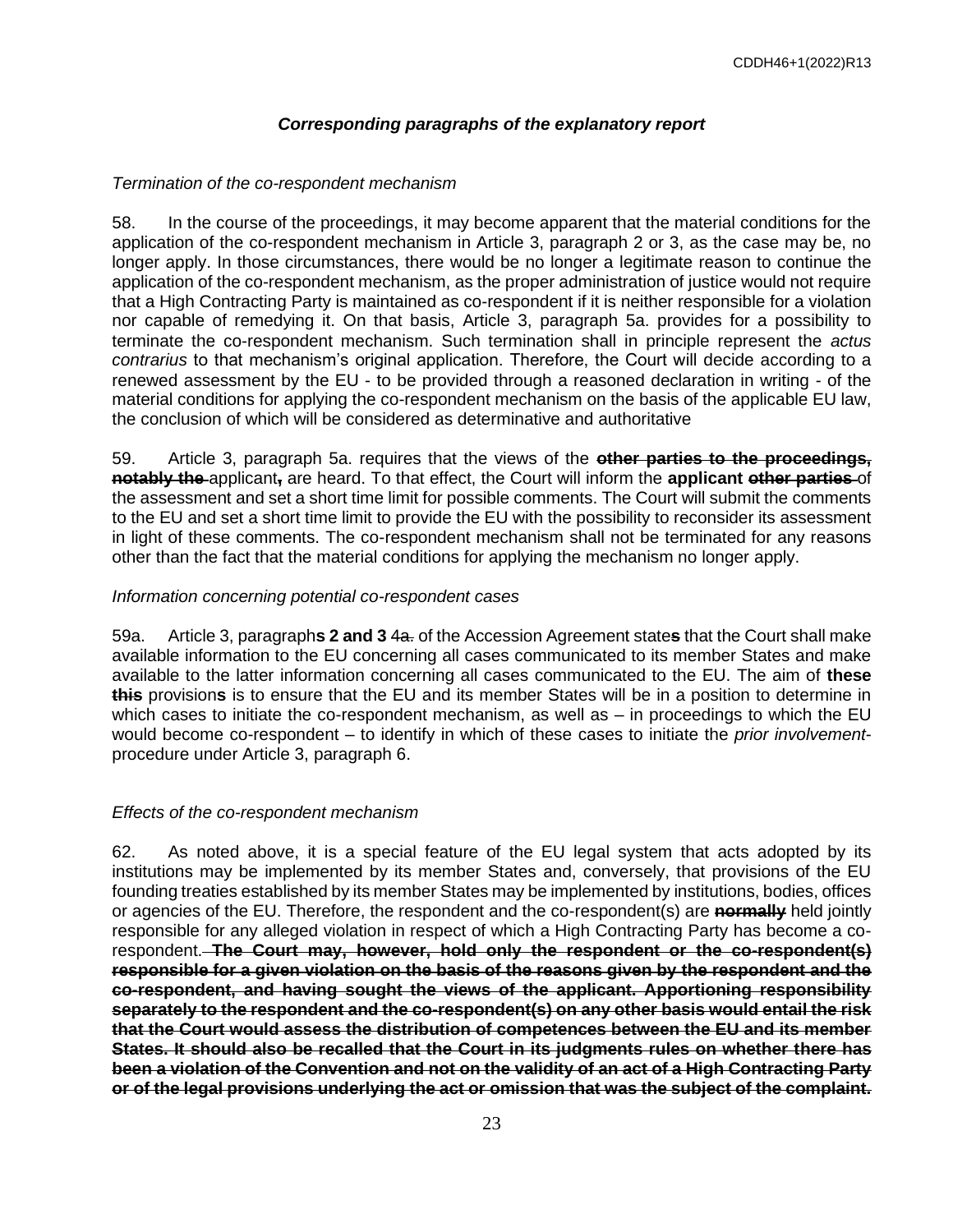### *Corresponding paragraphs of the explanatory report*

*Termination of the co-respondent mechanism*

58. In the course of the proceedings, it may become apparent that the material conditions for the application of the co-respondent mechanism in Article 3, paragraph 2 or 3, as the case may be, no longer apply. In those circumstances, there would be no longer a legitimate reason to continue the application of the co-respondent mechanism, as the proper administration of justice would not require that a High Contracting Party is maintained as co-respondent if it is neither responsible for a violation nor capable of remedying it. On that basis, Article 3, paragraph 5a. provides for a possibility to terminate the co-respondent mechanism. Such termination shall in principle represent the *actus contrarius* to that mechanism's original application. Therefore, the Court will decide according to a renewed assessment by the EU - to be provided through a reasoned declaration in writing - of the material conditions for applying the co-respondent mechanism on the basis of the applicable EU law, the conclusion of which will be considered as determinative and authoritative

59. Article 3, paragraph 5a. requires that the views of the ~~**other parties to the proceedings, notably the**~~ applicant**,** are heard. To that effect, the Court will inform the **applicant** ~~**other parties**~~ of the assessment and set a short time limit for possible comments. The Court will submit the comments to the EU and set a short time limit to provide the EU with the possibility to reconsider its assessment in light of these comments. The co-respondent mechanism shall not be terminated for any reasons other than the fact that the material conditions for applying the mechanism no longer apply.

*Information concerning potential co-respondent cases*

59a. Article 3, paragraph**s 2 and 3** ~~4a.~~ of the Accession Agreement state**s** that the Court shall make available information to the EU concerning all cases communicated to its member States and make available to the latter information concerning all cases communicated to the EU. The aim of **these** ~~**this**~~ provision**s** is to ensure that the EU and its member States will be in a position to determine in which cases to initiate the co-respondent mechanism, as well as – in proceedings to which the EU would become co-respondent – to identify in which of these cases to initiate the *prior involvement*-procedure under Article 3, paragraph 6.

*Effects of the co-respondent mechanism*

62. As noted above, it is a special feature of the EU legal system that acts adopted by its institutions may be implemented by its member States and, conversely, that provisions of the EU founding treaties established by its member States may be implemented by institutions, bodies, offices or agencies of the EU. Therefore, the respondent and the co-respondent(s) are ~~**normally**~~ held jointly responsible for any alleged violation in respect of which a High Contracting Party has become a co-respondent. ~~**The Court may, however, hold only the respondent or the co-respondent(s) responsible for a given violation on the basis of the reasons given by the respondent and the co-respondent, and having sought the views of the applicant. Apportioning responsibility separately to the respondent and the co-respondent(s) on any other basis would entail the risk that the Court would assess the distribution of competences between the EU and its member States. It should also be recalled that the Court in its judgments rules on whether there has been a violation of the Convention and not on the validity of an act of a High Contracting Party or of the legal provisions underlying the act or omission that was the subject of the complaint.**~~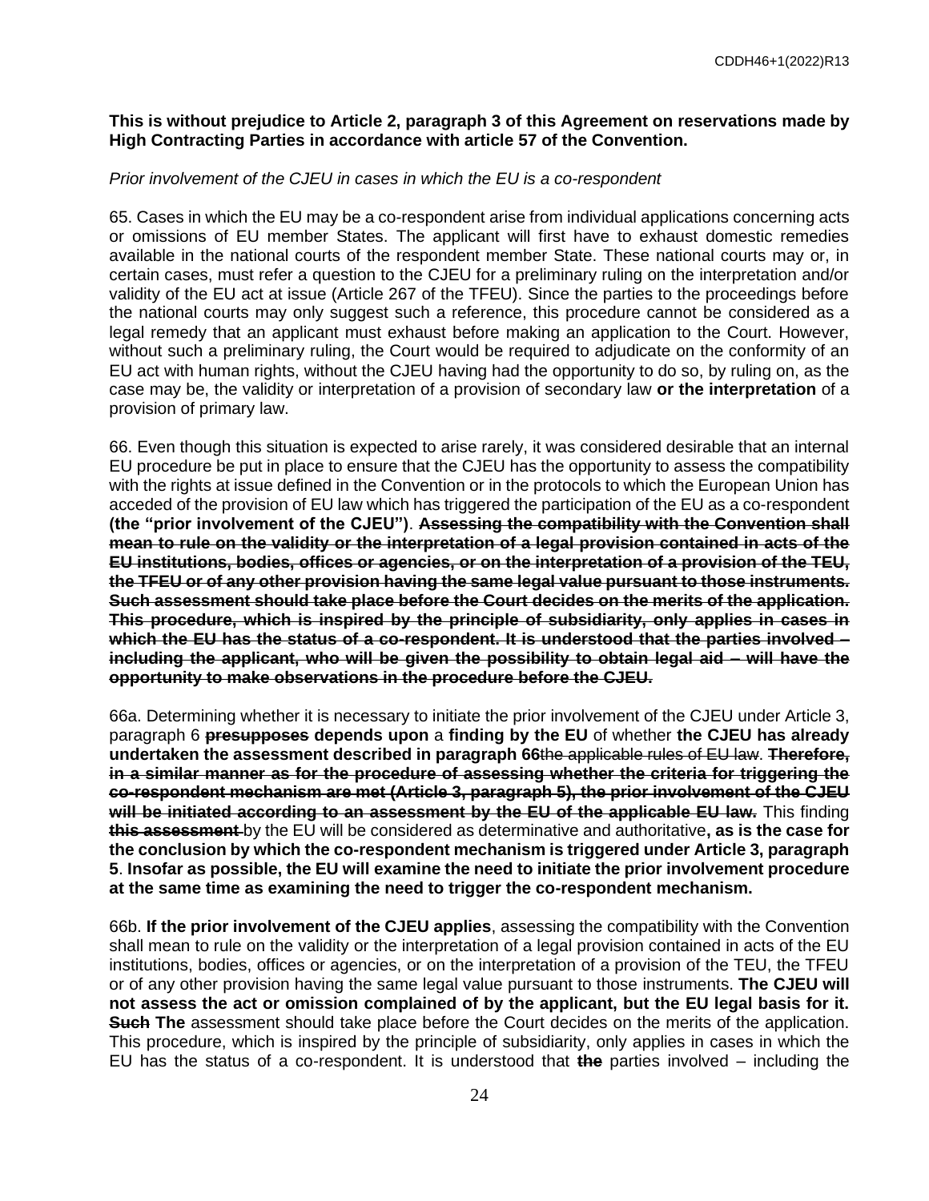**This is without prejudice to Article 2, paragraph 3 of this Agreement on reservations made by High Contracting Parties in accordance with article 57 of the Convention.**

*Prior involvement of the CJEU in cases in which the EU is a co-respondent*

65. Cases in which the EU may be a co-respondent arise from individual applications concerning acts or omissions of EU member States. The applicant will first have to exhaust domestic remedies available in the national courts of the respondent member State. These national courts may or, in certain cases, must refer a question to the CJEU for a preliminary ruling on the interpretation and/or validity of the EU act at issue (Article 267 of the TFEU). Since the parties to the proceedings before the national courts may only suggest such a reference, this procedure cannot be considered as a legal remedy that an applicant must exhaust before making an application to the Court. However, without such a preliminary ruling, the Court would be required to adjudicate on the conformity of an EU act with human rights, without the CJEU having had the opportunity to do so, by ruling on, as the case may be, the validity or interpretation of a provision of secondary law **or the interpretation** of a provision of primary law.

66. Even though this situation is expected to arise rarely, it was considered desirable that an internal EU procedure be put in place to ensure that the CJEU has the opportunity to assess the compatibility with the rights at issue defined in the Convention or in the protocols to which the European Union has acceded of the provision of EU law which has triggered the participation of the EU as a co-respondent **(the "prior involvement of the CJEU")**. ~~**Assessing the compatibility with the Convention shall mean to rule on the validity or the interpretation of a legal provision contained in acts of the EU institutions, bodies, offices or agencies, or on the interpretation of a provision of the TEU, the TFEU or of any other provision having the same legal value pursuant to those instruments. Such assessment should take place before the Court decides on the merits of the application. This procedure, which is inspired by the principle of subsidiarity, only applies in cases in which the EU has the status of a co-respondent. It is understood that the parties involved – including the applicant, who will be given the possibility to obtain legal aid – will have the opportunity to make observations in the procedure before the CJEU.**~~

66a. Determining whether it is necessary to initiate the prior involvement of the CJEU under Article 3, paragraph 6 ~~**presupposes**~~ **depends upon** a **finding by the EU** of whether **the CJEU has already undertaken the assessment described in paragraph 66**~~the applicable rules of EU law~~. ~~**Therefore, in a similar manner as for the procedure of assessing whether the criteria for triggering the co-respondent mechanism are met (Article 3, paragraph 5), the prior involvement of the CJEU will be initiated according to an assessment by the EU of the applicable EU law.**~~ This finding ~~**this assessment**~~ by the EU will be considered as determinative and authoritative**, as is the case for the conclusion by which the co-respondent mechanism is triggered under Article 3, paragraph 5**. **Insofar as possible, the EU will examine the need to initiate the prior involvement procedure at the same time as examining the need to trigger the co-respondent mechanism.**

66b. **If the prior involvement of the CJEU applies**, assessing the compatibility with the Convention shall mean to rule on the validity or the interpretation of a legal provision contained in acts of the EU institutions, bodies, offices or agencies, or on the interpretation of a provision of the TEU, the TFEU or of any other provision having the same legal value pursuant to those instruments. **The CJEU will not assess the act or omission complained of by the applicant, but the EU legal basis for it.** ~~**Such**~~ **The** assessment should take place before the Court decides on the merits of the application. This procedure, which is inspired by the principle of subsidiarity, only applies in cases in which the EU has the status of a co-respondent. It is understood that ~~**the**~~ parties involved – including the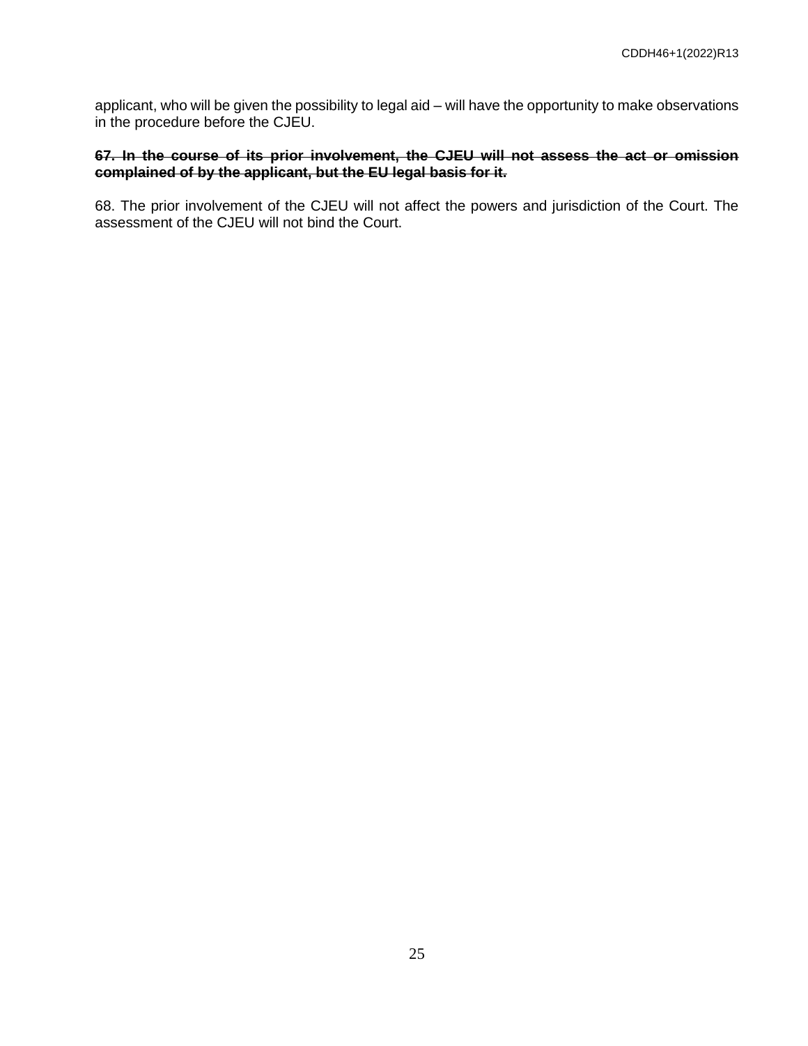applicant, who will be given the possibility to legal aid – will have the opportunity to make observations in the procedure before the CJEU.

~~**67. In the course of its prior involvement, the CJEU will not assess the act or omission complained of by the applicant, but the EU legal basis for it.**~~

68. The prior involvement of the CJEU will not affect the powers and jurisdiction of the Court. The assessment of the CJEU will not bind the Court.